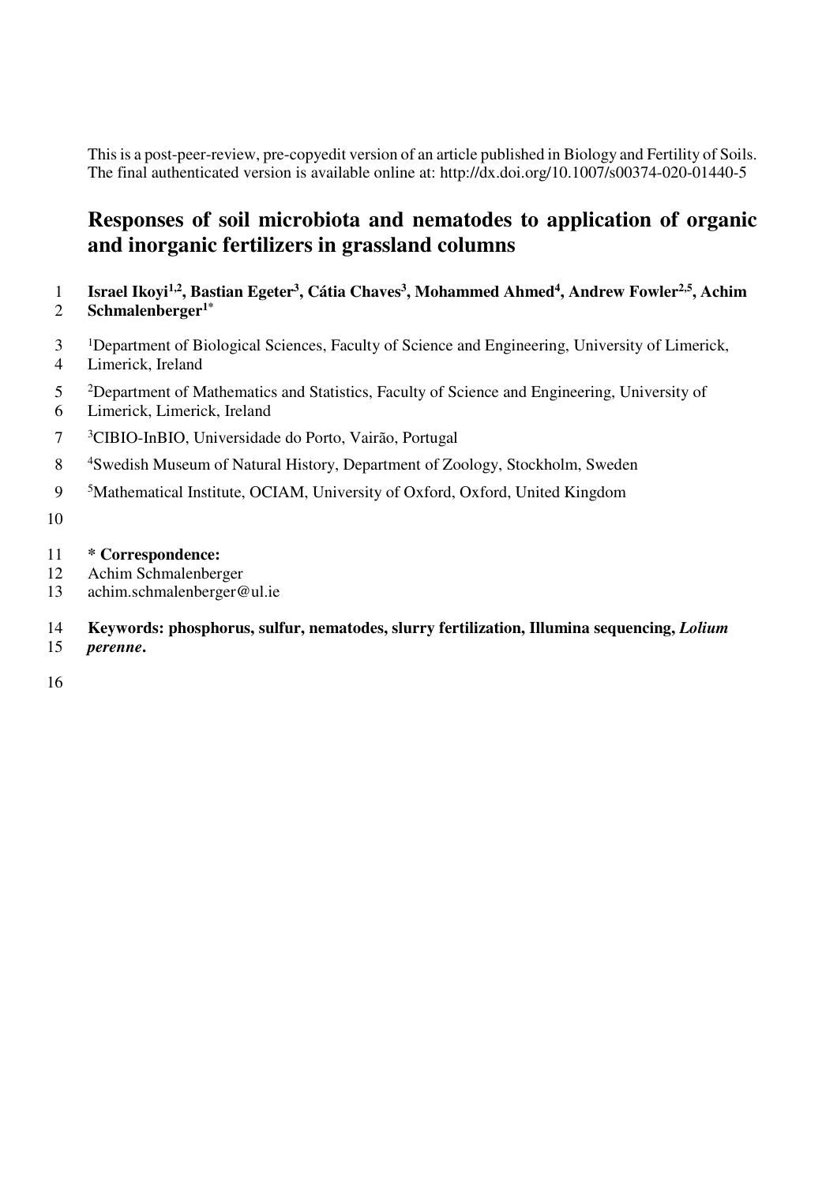This is a post-peer-review, pre-copyedit version of an article published in Biology and Fertility of Soils. The final authenticated version is available online at: http://dx.doi.org/10.1007/s00374-020-01440-5

# Responses of soil microbiota and nematodes to application of organic and inorganic fertilizers in grassland columns

**Israel Ikoyi[1,2], Bastian Egeter[3], Cátia Chaves[3], Mohammed Ahmed[4], Andrew Fowler[2,5], Achim Schmalenberger[1]***

[1]Department of Biological Sciences, Faculty of Science and Engineering, University of Limerick, Limerick, Ireland

[2]Department of Mathematics and Statistics, Faculty of Science and Engineering, University of Limerick, Limerick, Ireland

[3]CIBIO-InBIO, Universidade do Porto, Vairão, Portugal

[4]Swedish Museum of Natural History, Department of Zoology, Stockholm, Sweden

[5]Mathematical Institute, OCIAM, University of Oxford, Oxford, United Kingdom

**\* Correspondence:**
Achim Schmalenberger
achim.schmalenberger@ul.ie

**Keywords: phosphorus, sulfur, nematodes, slurry fertilization, Illumina sequencing, *Lolium perenne*.**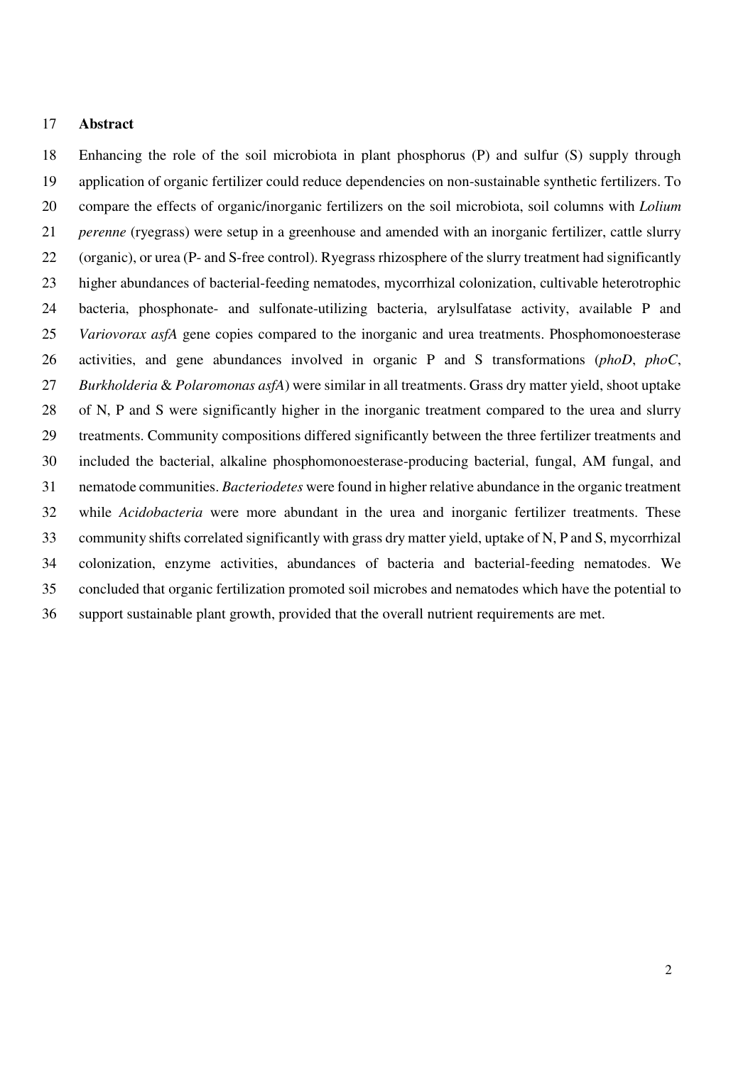## Abstract

Enhancing the role of the soil microbiota in plant phosphorus (P) and sulfur (S) supply through application of organic fertilizer could reduce dependencies on non-sustainable synthetic fertilizers. To compare the effects of organic/inorganic fertilizers on the soil microbiota, soil columns with *Lolium perenne* (ryegrass) were setup in a greenhouse and amended with an inorganic fertilizer, cattle slurry (organic), or urea (P- and S-free control). Ryegrass rhizosphere of the slurry treatment had significantly higher abundances of bacterial-feeding nematodes, mycorrhizal colonization, cultivable heterotrophic bacteria, phosphonate- and sulfonate-utilizing bacteria, arylsulfatase activity, available P and *Variovorax asfA* gene copies compared to the inorganic and urea treatments. Phosphomonoesterase activities, and gene abundances involved in organic P and S transformations (*phoD*, *phoC*, *Burkholderia* & *Polaromonas asfA*) were similar in all treatments. Grass dry matter yield, shoot uptake of N, P and S were significantly higher in the inorganic treatment compared to the urea and slurry treatments. Community compositions differed significantly between the three fertilizer treatments and included the bacterial, alkaline phosphomonoesterase-producing bacterial, fungal, AM fungal, and nematode communities. *Bacteriodetes* were found in higher relative abundance in the organic treatment while *Acidobacteria* were more abundant in the urea and inorganic fertilizer treatments. These community shifts correlated significantly with grass dry matter yield, uptake of N, P and S, mycorrhizal colonization, enzyme activities, abundances of bacteria and bacterial-feeding nematodes. We concluded that organic fertilization promoted soil microbes and nematodes which have the potential to support sustainable plant growth, provided that the overall nutrient requirements are met.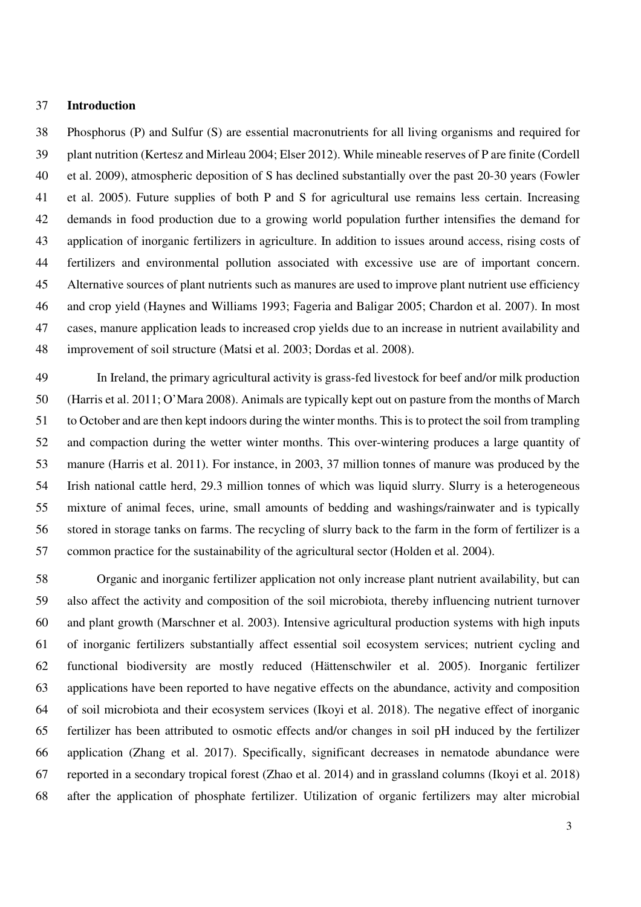## Introduction

Phosphorus (P) and Sulfur (S) are essential macronutrients for all living organisms and required for plant nutrition (Kertesz and Mirleau 2004; Elser 2012). While mineable reserves of P are finite (Cordell et al. 2009), atmospheric deposition of S has declined substantially over the past 20-30 years (Fowler et al. 2005). Future supplies of both P and S for agricultural use remains less certain. Increasing demands in food production due to a growing world population further intensifies the demand for application of inorganic fertilizers in agriculture. In addition to issues around access, rising costs of fertilizers and environmental pollution associated with excessive use are of important concern. Alternative sources of plant nutrients such as manures are used to improve plant nutrient use efficiency and crop yield (Haynes and Williams 1993; Fageria and Baligar 2005; Chardon et al. 2007). In most cases, manure application leads to increased crop yields due to an increase in nutrient availability and improvement of soil structure (Matsi et al. 2003; Dordas et al. 2008).

In Ireland, the primary agricultural activity is grass-fed livestock for beef and/or milk production (Harris et al. 2011; O'Mara 2008). Animals are typically kept out on pasture from the months of March to October and are then kept indoors during the winter months. This is to protect the soil from trampling and compaction during the wetter winter months. This over-wintering produces a large quantity of manure (Harris et al. 2011). For instance, in 2003, 37 million tonnes of manure was produced by the Irish national cattle herd, 29.3 million tonnes of which was liquid slurry. Slurry is a heterogeneous mixture of animal feces, urine, small amounts of bedding and washings/rainwater and is typically stored in storage tanks on farms. The recycling of slurry back to the farm in the form of fertilizer is a common practice for the sustainability of the agricultural sector (Holden et al. 2004).

Organic and inorganic fertilizer application not only increase plant nutrient availability, but can also affect the activity and composition of the soil microbiota, thereby influencing nutrient turnover and plant growth (Marschner et al. 2003). Intensive agricultural production systems with high inputs of inorganic fertilizers substantially affect essential soil ecosystem services; nutrient cycling and functional biodiversity are mostly reduced (Hättenschwiler et al. 2005). Inorganic fertilizer applications have been reported to have negative effects on the abundance, activity and composition of soil microbiota and their ecosystem services (Ikoyi et al. 2018). The negative effect of inorganic fertilizer has been attributed to osmotic effects and/or changes in soil pH induced by the fertilizer application (Zhang et al. 2017). Specifically, significant decreases in nematode abundance were reported in a secondary tropical forest (Zhao et al. 2014) and in grassland columns (Ikoyi et al. 2018) after the application of phosphate fertilizer. Utilization of organic fertilizers may alter microbial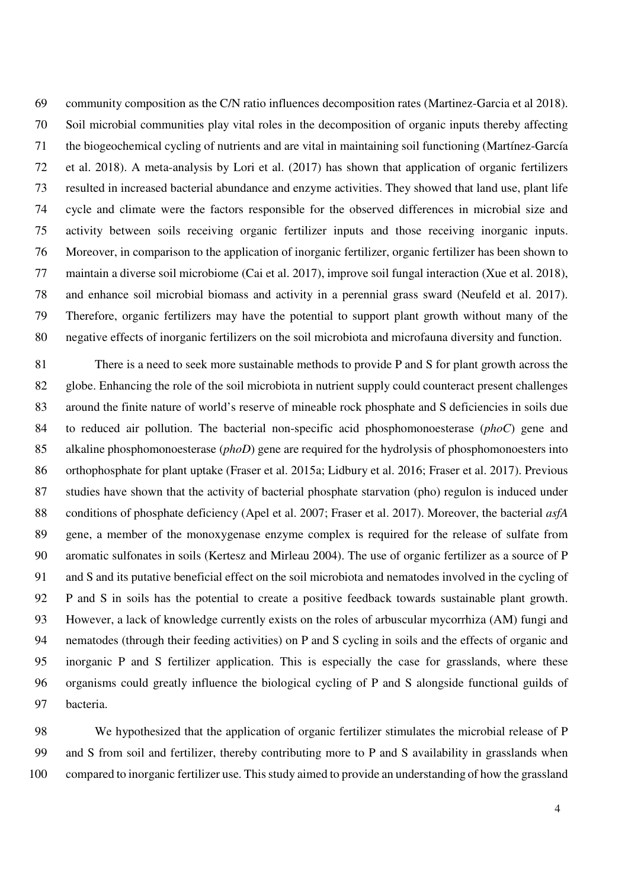community composition as the C/N ratio influences decomposition rates (Martinez-Garcia et al 2018). Soil microbial communities play vital roles in the decomposition of organic inputs thereby affecting the biogeochemical cycling of nutrients and are vital in maintaining soil functioning (Martínez-García et al. 2018). A meta-analysis by Lori et al. (2017) has shown that application of organic fertilizers resulted in increased bacterial abundance and enzyme activities. They showed that land use, plant life cycle and climate were the factors responsible for the observed differences in microbial size and activity between soils receiving organic fertilizer inputs and those receiving inorganic inputs. Moreover, in comparison to the application of inorganic fertilizer, organic fertilizer has been shown to maintain a diverse soil microbiome (Cai et al. 2017), improve soil fungal interaction (Xue et al. 2018), and enhance soil microbial biomass and activity in a perennial grass sward (Neufeld et al. 2017). Therefore, organic fertilizers may have the potential to support plant growth without many of the negative effects of inorganic fertilizers on the soil microbiota and microfauna diversity and function.

There is a need to seek more sustainable methods to provide P and S for plant growth across the globe. Enhancing the role of the soil microbiota in nutrient supply could counteract present challenges around the finite nature of world's reserve of mineable rock phosphate and S deficiencies in soils due to reduced air pollution. The bacterial non-specific acid phosphomonoesterase (*phoC*) gene and alkaline phosphomonoesterase (*phoD*) gene are required for the hydrolysis of phosphomonoesters into orthophosphate for plant uptake (Fraser et al. 2015a; Lidbury et al. 2016; Fraser et al. 2017). Previous studies have shown that the activity of bacterial phosphate starvation (pho) regulon is induced under conditions of phosphate deficiency (Apel et al. 2007; Fraser et al. 2017). Moreover, the bacterial *asfA* gene, a member of the monoxygenase enzyme complex is required for the release of sulfate from aromatic sulfonates in soils (Kertesz and Mirleau 2004). The use of organic fertilizer as a source of P and S and its putative beneficial effect on the soil microbiota and nematodes involved in the cycling of P and S in soils has the potential to create a positive feedback towards sustainable plant growth. However, a lack of knowledge currently exists on the roles of arbuscular mycorrhiza (AM) fungi and nematodes (through their feeding activities) on P and S cycling in soils and the effects of organic and inorganic P and S fertilizer application. This is especially the case for grasslands, where these organisms could greatly influence the biological cycling of P and S alongside functional guilds of bacteria.

We hypothesized that the application of organic fertilizer stimulates the microbial release of P and S from soil and fertilizer, thereby contributing more to P and S availability in grasslands when compared to inorganic fertilizer use. This study aimed to provide an understanding of how the grassland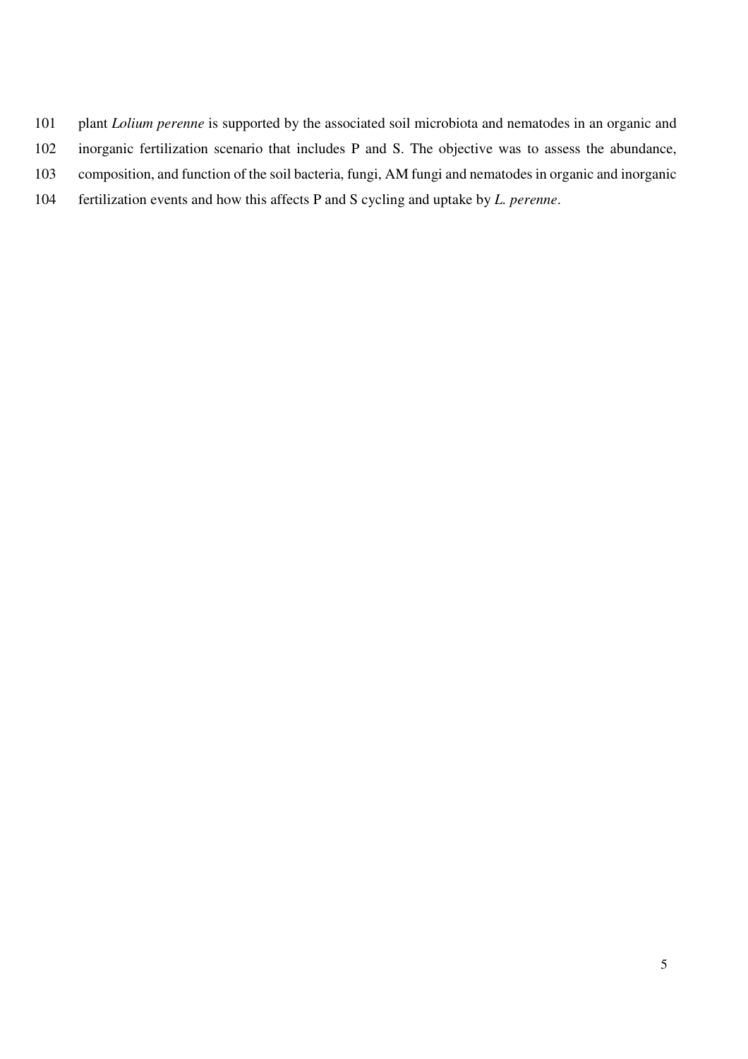plant *Lolium perenne* is supported by the associated soil microbiota and nematodes in an organic and inorganic fertilization scenario that includes P and S. The objective was to assess the abundance, composition, and function of the soil bacteria, fungi, AM fungi and nematodes in organic and inorganic fertilization events and how this affects P and S cycling and uptake by *L. perenne*.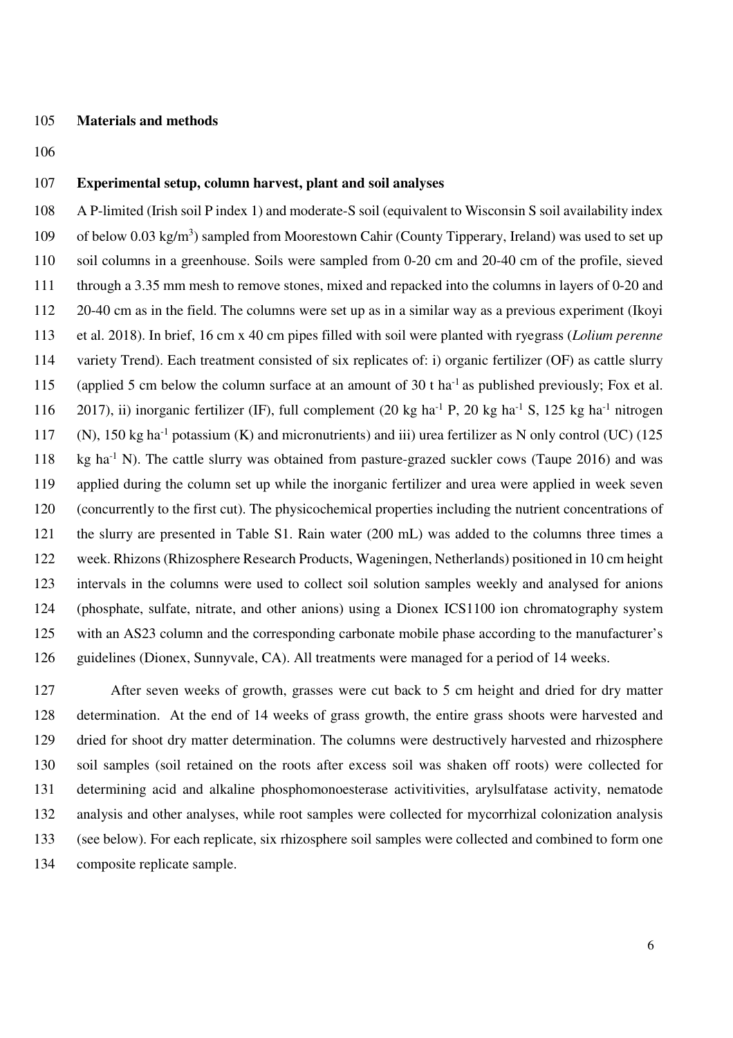## Materials and methods

### Experimental setup, column harvest, plant and soil analyses

A P-limited (Irish soil P index 1) and moderate-S soil (equivalent to Wisconsin S soil availability index of below 0.03 kg/m$^3$) sampled from Moorestown Cahir (County Tipperary, Ireland) was used to set up soil columns in a greenhouse. Soils were sampled from 0-20 cm and 20-40 cm of the profile, sieved through a 3.35 mm mesh to remove stones, mixed and repacked into the columns in layers of 0-20 and 20-40 cm as in the field. The columns were set up as in a similar way as a previous experiment (Ikoyi et al. 2018). In brief, 16 cm x 40 cm pipes filled with soil were planted with ryegrass (*Lolium perenne* variety Trend). Each treatment consisted of six replicates of: i) organic fertilizer (OF) as cattle slurry (applied 5 cm below the column surface at an amount of 30 t ha$^{-1}$ as published previously; Fox et al. 2017), ii) inorganic fertilizer (IF), full complement (20 kg ha$^{-1}$ P, 20 kg ha$^{-1}$ S, 125 kg ha$^{-1}$ nitrogen (N), 150 kg ha$^{-1}$ potassium (K) and micronutrients) and iii) urea fertilizer as N only control (UC) (125 kg ha$^{-1}$ N). The cattle slurry was obtained from pasture-grazed suckler cows (Taupe 2016) and was applied during the column set up while the inorganic fertilizer and urea were applied in week seven (concurrently to the first cut). The physicochemical properties including the nutrient concentrations of the slurry are presented in Table S1. Rain water (200 mL) was added to the columns three times a week. Rhizons (Rhizosphere Research Products, Wageningen, Netherlands) positioned in 10 cm height intervals in the columns were used to collect soil solution samples weekly and analysed for anions (phosphate, sulfate, nitrate, and other anions) using a Dionex ICS1100 ion chromatography system with an AS23 column and the corresponding carbonate mobile phase according to the manufacturer's guidelines (Dionex, Sunnyvale, CA). All treatments were managed for a period of 14 weeks.

After seven weeks of growth, grasses were cut back to 5 cm height and dried for dry matter determination. At the end of 14 weeks of grass growth, the entire grass shoots were harvested and dried for shoot dry matter determination. The columns were destructively harvested and rhizosphere soil samples (soil retained on the roots after excess soil was shaken off roots) were collected for determining acid and alkaline phosphomonoesterase activitivities, arylsulfatase activity, nematode analysis and other analyses, while root samples were collected for mycorrhizal colonization analysis (see below). For each replicate, six rhizosphere soil samples were collected and combined to form one composite replicate sample.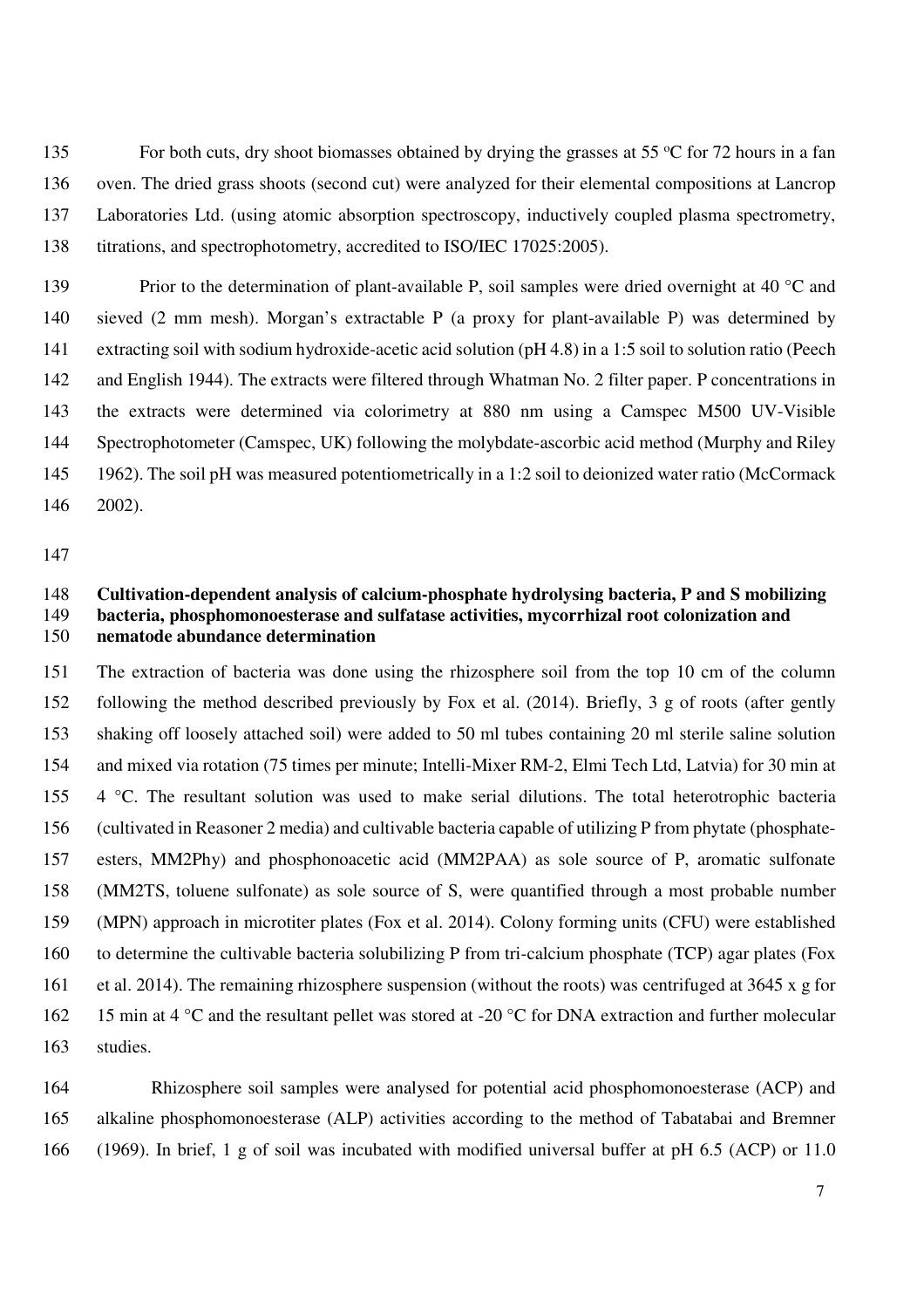For both cuts, dry shoot biomasses obtained by drying the grasses at 55 °C for 72 hours in a fan oven. The dried grass shoots (second cut) were analyzed for their elemental compositions at Lancrop Laboratories Ltd. (using atomic absorption spectroscopy, inductively coupled plasma spectrometry, titrations, and spectrophotometry, accredited to ISO/IEC 17025:2005).

Prior to the determination of plant-available P, soil samples were dried overnight at 40 °C and sieved (2 mm mesh). Morgan's extractable P (a proxy for plant-available P) was determined by extracting soil with sodium hydroxide-acetic acid solution (pH 4.8) in a 1:5 soil to solution ratio (Peech and English 1944). The extracts were filtered through Whatman No. 2 filter paper. P concentrations in the extracts were determined via colorimetry at 880 nm using a Camspec M500 UV-Visible Spectrophotometer (Camspec, UK) following the molybdate-ascorbic acid method (Murphy and Riley 1962). The soil pH was measured potentiometrically in a 1:2 soil to deionized water ratio (McCormack 2002).

**Cultivation-dependent analysis of calcium-phosphate hydrolysing bacteria, P and S mobilizing bacteria, phosphomonoesterase and sulfatase activities, mycorrhizal root colonization and nematode abundance determination**

The extraction of bacteria was done using the rhizosphere soil from the top 10 cm of the column following the method described previously by Fox et al. (2014). Briefly, 3 g of roots (after gently shaking off loosely attached soil) were added to 50 ml tubes containing 20 ml sterile saline solution and mixed via rotation (75 times per minute; Intelli-Mixer RM-2, Elmi Tech Ltd, Latvia) for 30 min at 4 °C. The resultant solution was used to make serial dilutions. The total heterotrophic bacteria (cultivated in Reasoner 2 media) and cultivable bacteria capable of utilizing P from phytate (phosphate-esters, MM2Phy) and phosphonoacetic acid (MM2PAA) as sole source of P, aromatic sulfonate (MM2TS, toluene sulfonate) as sole source of S, were quantified through a most probable number (MPN) approach in microtiter plates (Fox et al. 2014). Colony forming units (CFU) were established to determine the cultivable bacteria solubilizing P from tri-calcium phosphate (TCP) agar plates (Fox et al. 2014). The remaining rhizosphere suspension (without the roots) was centrifuged at 3645 x g for 15 min at 4 °C and the resultant pellet was stored at -20 °C for DNA extraction and further molecular studies.

Rhizosphere soil samples were analysed for potential acid phosphomonoesterase (ACP) and alkaline phosphomonoesterase (ALP) activities according to the method of Tabatabai and Bremner (1969). In brief, 1 g of soil was incubated with modified universal buffer at pH 6.5 (ACP) or 11.0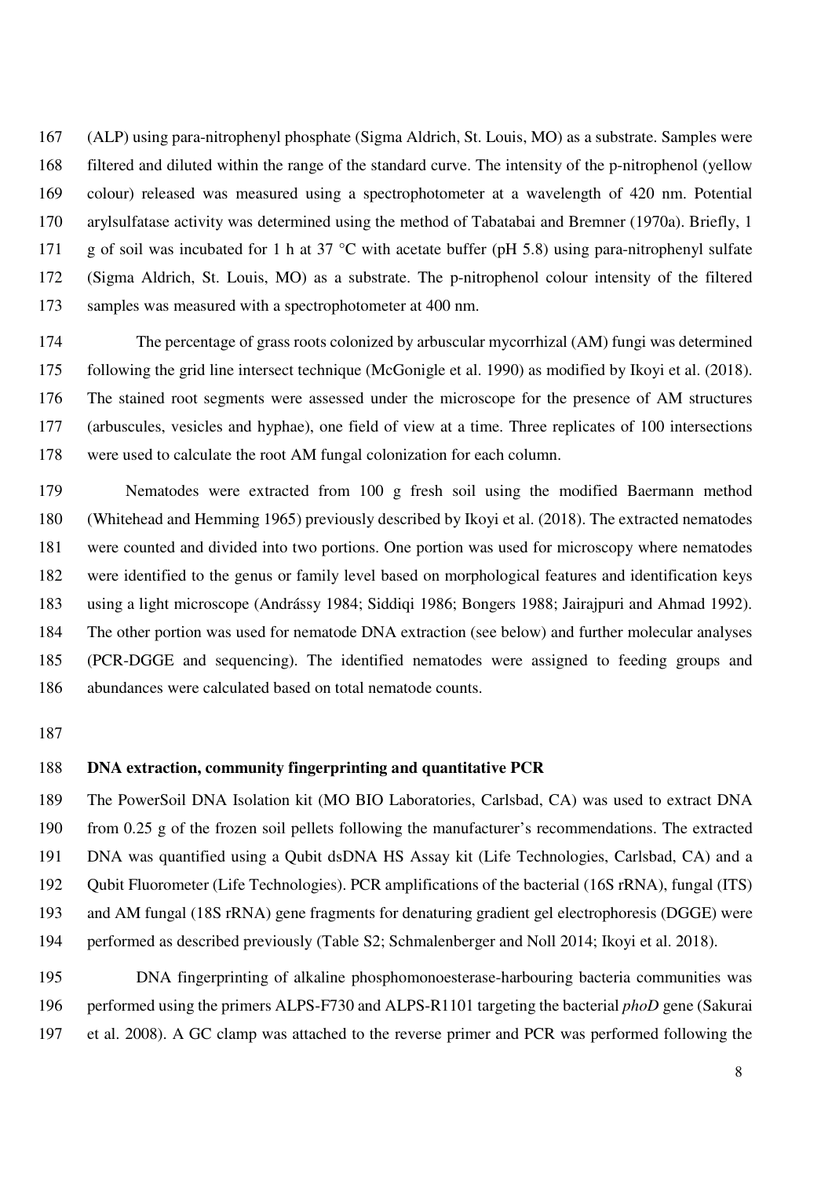(ALP) using para-nitrophenyl phosphate (Sigma Aldrich, St. Louis, MO) as a substrate. Samples were filtered and diluted within the range of the standard curve. The intensity of the p-nitrophenol (yellow colour) released was measured using a spectrophotometer at a wavelength of 420 nm. Potential arylsulfatase activity was determined using the method of Tabatabai and Bremner (1970a). Briefly, 1 g of soil was incubated for 1 h at 37 °C with acetate buffer (pH 5.8) using para-nitrophenyl sulfate (Sigma Aldrich, St. Louis, MO) as a substrate. The p-nitrophenol colour intensity of the filtered samples was measured with a spectrophotometer at 400 nm.

The percentage of grass roots colonized by arbuscular mycorrhizal (AM) fungi was determined following the grid line intersect technique (McGonigle et al. 1990) as modified by Ikoyi et al. (2018). The stained root segments were assessed under the microscope for the presence of AM structures (arbuscules, vesicles and hyphae), one field of view at a time. Three replicates of 100 intersections were used to calculate the root AM fungal colonization for each column.

Nematodes were extracted from 100 g fresh soil using the modified Baermann method (Whitehead and Hemming 1965) previously described by Ikoyi et al. (2018). The extracted nematodes were counted and divided into two portions. One portion was used for microscopy where nematodes were identified to the genus or family level based on morphological features and identification keys using a light microscope (Andrássy 1984; Siddiqi 1986; Bongers 1988; Jairajpuri and Ahmad 1992). The other portion was used for nematode DNA extraction (see below) and further molecular analyses (PCR-DGGE and sequencing). The identified nematodes were assigned to feeding groups and abundances were calculated based on total nematode counts.

**DNA extraction, community fingerprinting and quantitative PCR**

The PowerSoil DNA Isolation kit (MO BIO Laboratories, Carlsbad, CA) was used to extract DNA from 0.25 g of the frozen soil pellets following the manufacturer's recommendations. The extracted DNA was quantified using a Qubit dsDNA HS Assay kit (Life Technologies, Carlsbad, CA) and a Qubit Fluorometer (Life Technologies). PCR amplifications of the bacterial (16S rRNA), fungal (ITS) and AM fungal (18S rRNA) gene fragments for denaturing gradient gel electrophoresis (DGGE) were performed as described previously (Table S2; Schmalenberger and Noll 2014; Ikoyi et al. 2018).

DNA fingerprinting of alkaline phosphomonoesterase-harbouring bacteria communities was performed using the primers ALPS-F730 and ALPS-R1101 targeting the bacterial *phoD* gene (Sakurai et al. 2008). A GC clamp was attached to the reverse primer and PCR was performed following the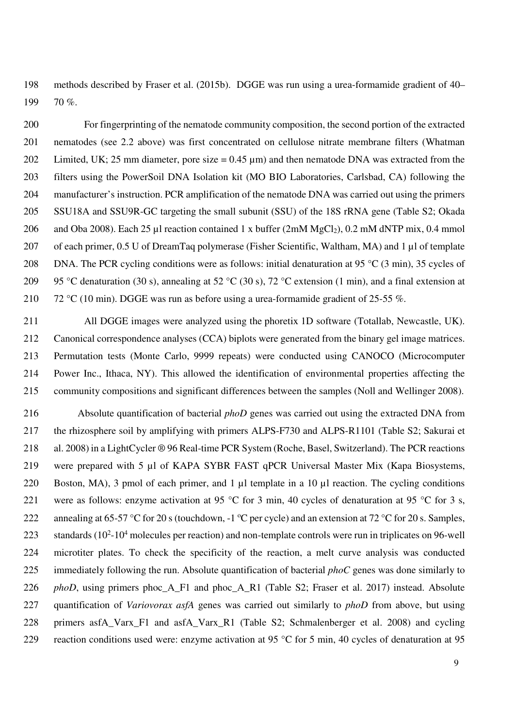methods described by Fraser et al. (2015b). DGGE was run using a urea-formamide gradient of 40–70 %.

For fingerprinting of the nematode community composition, the second portion of the extracted nematodes (see 2.2 above) was first concentrated on cellulose nitrate membrane filters (Whatman Limited, UK; 25 mm diameter, pore size = 0.45 µm) and then nematode DNA was extracted from the filters using the PowerSoil DNA Isolation kit (MO BIO Laboratories, Carlsbad, CA) following the manufacturer's instruction. PCR amplification of the nematode DNA was carried out using the primers SSU18A and SSU9R-GC targeting the small subunit (SSU) of the 18S rRNA gene (Table S2; Okada and Oba 2008). Each 25 µl reaction contained 1 x buffer (2mM $MgCl_2$), 0.2 mM dNTP mix, 0.4 mmol of each primer, 0.5 U of DreamTaq polymerase (Fisher Scientific, Waltham, MA) and 1 µl of template DNA. The PCR cycling conditions were as follows: initial denaturation at 95 °C (3 min), 35 cycles of 95 °C denaturation (30 s), annealing at 52 °C (30 s), 72 °C extension (1 min), and a final extension at 72 °C (10 min). DGGE was run as before using a urea-formamide gradient of 25-55 %.

All DGGE images were analyzed using the phoretix 1D software (Totallab, Newcastle, UK). Canonical correspondence analyses (CCA) biplots were generated from the binary gel image matrices. Permutation tests (Monte Carlo, 9999 repeats) were conducted using CANOCO (Microcomputer Power Inc., Ithaca, NY). This allowed the identification of environmental properties affecting the community compositions and significant differences between the samples (Noll and Wellinger 2008).

Absolute quantification of bacterial *phoD* genes was carried out using the extracted DNA from the rhizosphere soil by amplifying with primers ALPS-F730 and ALPS-R1101 (Table S2; Sakurai et al. 2008) in a LightCycler ® 96 Real-time PCR System (Roche, Basel, Switzerland). The PCR reactions were prepared with 5 µl of KAPA SYBR FAST qPCR Universal Master Mix (Kapa Biosystems, Boston, MA), 3 pmol of each primer, and 1 µl template in a 10 µl reaction. The cycling conditions were as follows: enzyme activation at 95 °C for 3 min, 40 cycles of denaturation at 95 °C for 3 s, annealing at 65-57 °C for 20 s (touchdown, -1 ºC per cycle) and an extension at 72 °C for 20 s. Samples, standards ($10^2$-$10^4$ molecules per reaction) and non-template controls were run in triplicates on 96-well microtiter plates. To check the specificity of the reaction, a melt curve analysis was conducted immediately following the run. Absolute quantification of bacterial *phoC* genes was done similarly to *phoD*, using primers phoc_A_F1 and phoc_A_R1 (Table S2; Fraser et al. 2017) instead. Absolute quantification of *Variovorax asfA* genes was carried out similarly to *phoD* from above, but using primers asfA_Varx_F1 and asfA_Varx_R1 (Table S2; Schmalenberger et al. 2008) and cycling reaction conditions used were: enzyme activation at 95 °C for 5 min, 40 cycles of denaturation at 95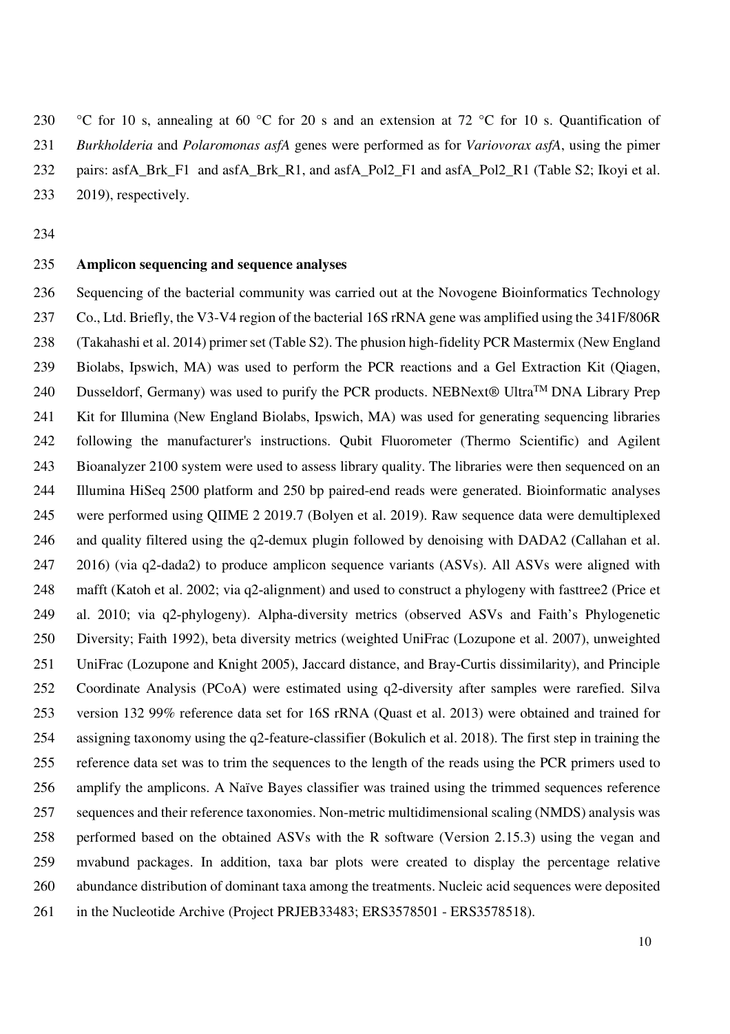°C for 10 s, annealing at 60 °C for 20 s and an extension at 72 °C for 10 s. Quantification of *Burkholderia* and *Polaromonas asfA* genes were performed as for *Variovorax asfA*, using the pimer pairs: asfA_Brk_F1 and asfA_Brk_R1, and asfA_Pol2_F1 and asfA_Pol2_R1 (Table S2; Ikoyi et al. 2019), respectively.

**Amplicon sequencing and sequence analyses**

Sequencing of the bacterial community was carried out at the Novogene Bioinformatics Technology Co., Ltd. Briefly, the V3-V4 region of the bacterial 16S rRNA gene was amplified using the 341F/806R (Takahashi et al. 2014) primer set (Table S2). The phusion high-fidelity PCR Mastermix (New England Biolabs, Ipswich, MA) was used to perform the PCR reactions and a Gel Extraction Kit (Qiagen, Dusseldorf, Germany) was used to purify the PCR products. NEBNext® Ultra$^{TM}$ DNA Library Prep Kit for Illumina (New England Biolabs, Ipswich, MA) was used for generating sequencing libraries following the manufacturer's instructions. Qubit Fluorometer (Thermo Scientific) and Agilent Bioanalyzer 2100 system were used to assess library quality. The libraries were then sequenced on an Illumina HiSeq 2500 platform and 250 bp paired-end reads were generated. Bioinformatic analyses were performed using QIIME 2 2019.7 (Bolyen et al. 2019). Raw sequence data were demultiplexed and quality filtered using the q2-demux plugin followed by denoising with DADA2 (Callahan et al. 2016) (via q2-dada2) to produce amplicon sequence variants (ASVs). All ASVs were aligned with mafft (Katoh et al. 2002; via q2-alignment) and used to construct a phylogeny with fasttree2 (Price et al. 2010; via q2-phylogeny). Alpha-diversity metrics (observed ASVs and Faith's Phylogenetic Diversity; Faith 1992), beta diversity metrics (weighted UniFrac (Lozupone et al. 2007), unweighted UniFrac (Lozupone and Knight 2005), Jaccard distance, and Bray-Curtis dissimilarity), and Principle Coordinate Analysis (PCoA) were estimated using q2-diversity after samples were rarefied. Silva version 132 99% reference data set for 16S rRNA (Quast et al. 2013) were obtained and trained for assigning taxonomy using the q2-feature-classifier (Bokulich et al. 2018). The first step in training the reference data set was to trim the sequences to the length of the reads using the PCR primers used to amplify the amplicons. A Naïve Bayes classifier was trained using the trimmed sequences reference sequences and their reference taxonomies. Non-metric multidimensional scaling (NMDS) analysis was performed based on the obtained ASVs with the R software (Version 2.15.3) using the vegan and mvabund packages. In addition, taxa bar plots were created to display the percentage relative abundance distribution of dominant taxa among the treatments. Nucleic acid sequences were deposited in the Nucleotide Archive (Project PRJEB33483; ERS3578501 - ERS3578518).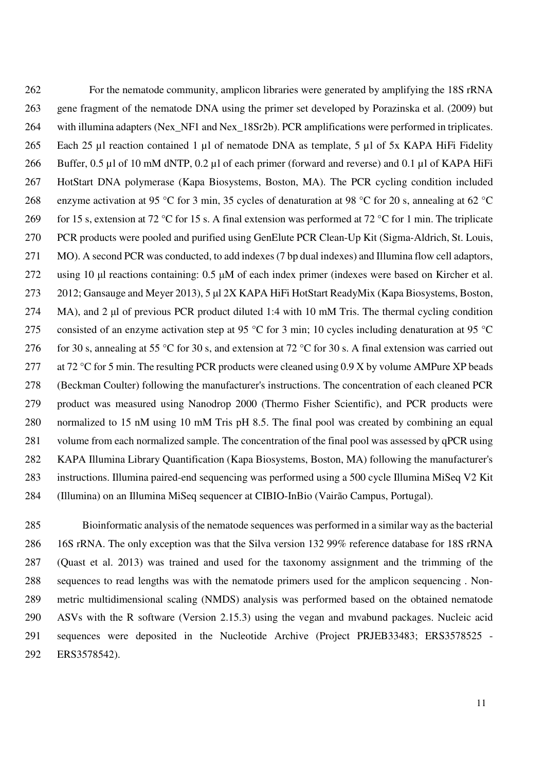For the nematode community, amplicon libraries were generated by amplifying the 18S rRNA gene fragment of the nematode DNA using the primer set developed by Porazinska et al. (2009) but with illumina adapters (Nex_NF1 and Nex_18Sr2b). PCR amplifications were performed in triplicates. Each 25 µl reaction contained 1 µl of nematode DNA as template, 5 µl of 5x KAPA HiFi Fidelity Buffer, 0.5 µl of 10 mM dNTP, 0.2 µl of each primer (forward and reverse) and 0.1 µl of KAPA HiFi HotStart DNA polymerase (Kapa Biosystems, Boston, MA). The PCR cycling condition included enzyme activation at 95 °C for 3 min, 35 cycles of denaturation at 98 °C for 20 s, annealing at 62 °C for 15 s, extension at 72 °C for 15 s. A final extension was performed at 72 °C for 1 min. The triplicate PCR products were pooled and purified using GenElute PCR Clean-Up Kit (Sigma-Aldrich, St. Louis, MO). A second PCR was conducted, to add indexes (7 bp dual indexes) and Illumina flow cell adaptors, using 10 µl reactions containing: 0.5 µM of each index primer (indexes were based on Kircher et al. 2012; Gansauge and Meyer 2013), 5 µl 2X KAPA HiFi HotStart ReadyMix (Kapa Biosystems, Boston, MA), and 2 µl of previous PCR product diluted 1:4 with 10 mM Tris. The thermal cycling condition consisted of an enzyme activation step at 95 °C for 3 min; 10 cycles including denaturation at 95 °C for 30 s, annealing at 55 °C for 30 s, and extension at 72 °C for 30 s. A final extension was carried out at 72 °C for 5 min. The resulting PCR products were cleaned using 0.9 X by volume AMPure XP beads (Beckman Coulter) following the manufacturer's instructions. The concentration of each cleaned PCR product was measured using Nanodrop 2000 (Thermo Fisher Scientific), and PCR products were normalized to 15 nM using 10 mM Tris pH 8.5. The final pool was created by combining an equal volume from each normalized sample. The concentration of the final pool was assessed by qPCR using KAPA Illumina Library Quantification (Kapa Biosystems, Boston, MA) following the manufacturer's instructions. Illumina paired-end sequencing was performed using a 500 cycle Illumina MiSeq V2 Kit (Illumina) on an Illumina MiSeq sequencer at CIBIO-InBio (Vairão Campus, Portugal).

Bioinformatic analysis of the nematode sequences was performed in a similar way as the bacterial 16S rRNA. The only exception was that the Silva version 132 99% reference database for 18S rRNA (Quast et al. 2013) was trained and used for the taxonomy assignment and the trimming of the sequences to read lengths was with the nematode primers used for the amplicon sequencing . Non-metric multidimensional scaling (NMDS) analysis was performed based on the obtained nematode ASVs with the R software (Version 2.15.3) using the vegan and mvabund packages. Nucleic acid sequences were deposited in the Nucleotide Archive (Project PRJEB33483; ERS3578525 - ERS3578542).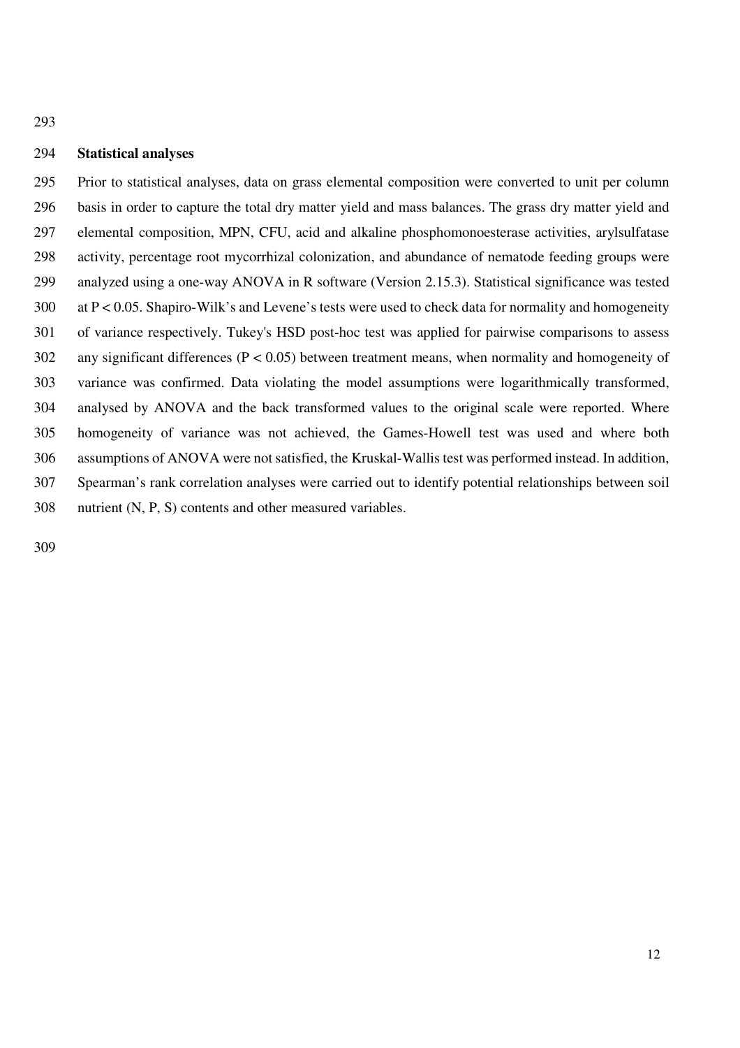## Statistical analyses

Prior to statistical analyses, data on grass elemental composition were converted to unit per column basis in order to capture the total dry matter yield and mass balances. The grass dry matter yield and elemental composition, MPN, CFU, acid and alkaline phosphomonoesterase activities, arylsulfatase activity, percentage root mycorrhizal colonization, and abundance of nematode feeding groups were analyzed using a one-way ANOVA in R software (Version 2.15.3). Statistical significance was tested at $P < 0.05$. Shapiro-Wilk's and Levene's tests were used to check data for normality and homogeneity of variance respectively. Tukey's HSD post-hoc test was applied for pairwise comparisons to assess any significant differences ($P < 0.05$) between treatment means, when normality and homogeneity of variance was confirmed. Data violating the model assumptions were logarithmically transformed, analysed by ANOVA and the back transformed values to the original scale were reported. Where homogeneity of variance was not achieved, the Games-Howell test was used and where both assumptions of ANOVA were not satisfied, the Kruskal-Wallis test was performed instead. In addition, Spearman's rank correlation analyses were carried out to identify potential relationships between soil nutrient (N, P, S) contents and other measured variables.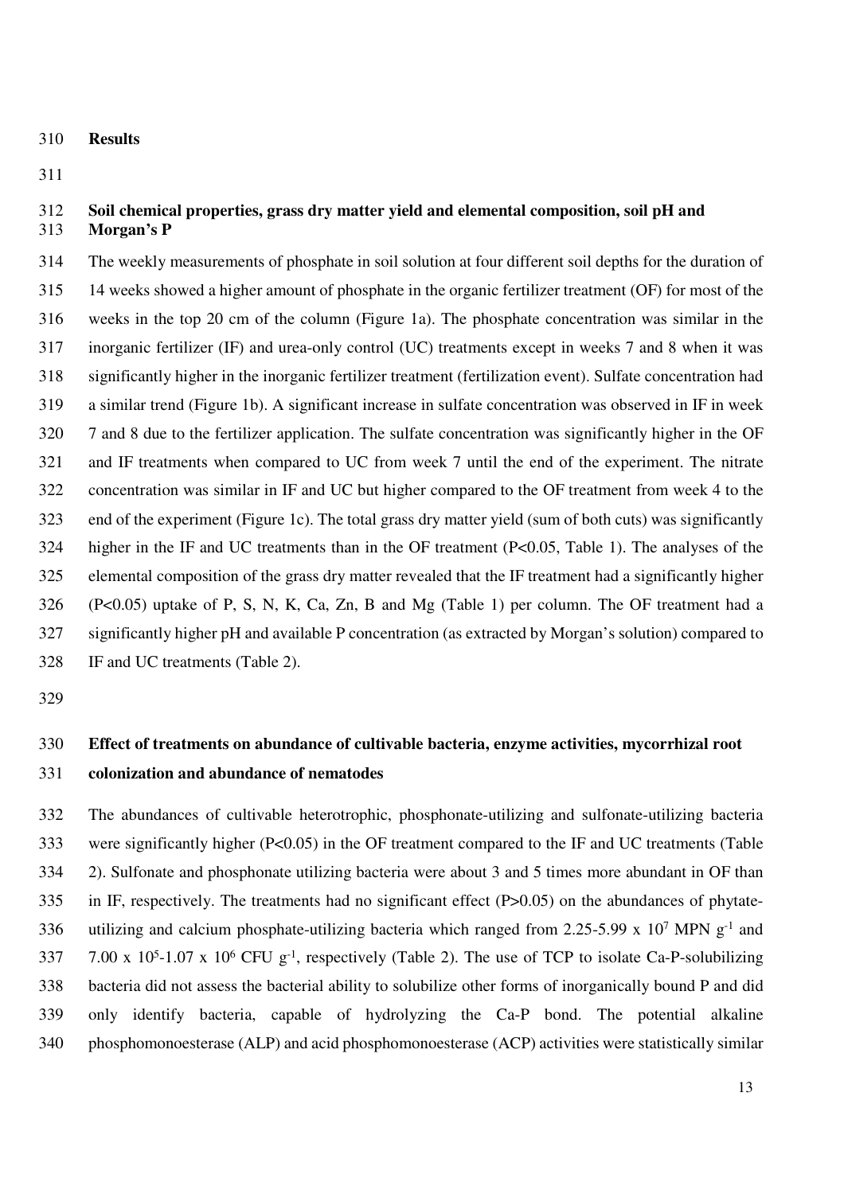## Results

### Soil chemical properties, grass dry matter yield and elemental composition, soil pH and Morgan's P

The weekly measurements of phosphate in soil solution at four different soil depths for the duration of 14 weeks showed a higher amount of phosphate in the organic fertilizer treatment (OF) for most of the weeks in the top 20 cm of the column (Figure 1a). The phosphate concentration was similar in the inorganic fertilizer (IF) and urea-only control (UC) treatments except in weeks 7 and 8 when it was significantly higher in the inorganic fertilizer treatment (fertilization event). Sulfate concentration had a similar trend (Figure 1b). A significant increase in sulfate concentration was observed in IF in week 7 and 8 due to the fertilizer application. The sulfate concentration was significantly higher in the OF and IF treatments when compared to UC from week 7 until the end of the experiment. The nitrate concentration was similar in IF and UC but higher compared to the OF treatment from week 4 to the end of the experiment (Figure 1c). The total grass dry matter yield (sum of both cuts) was significantly higher in the IF and UC treatments than in the OF treatment ($P<0.05$, Table 1). The analyses of the elemental composition of the grass dry matter revealed that the IF treatment had a significantly higher ($P<0.05$) uptake of P, S, N, K, Ca, Zn, B and Mg (Table 1) per column. The OF treatment had a significantly higher pH and available P concentration (as extracted by Morgan's solution) compared to IF and UC treatments (Table 2).

### Effect of treatments on abundance of cultivable bacteria, enzyme activities, mycorrhizal root colonization and abundance of nematodes

The abundances of cultivable heterotrophic, phosphonate-utilizing and sulfonate-utilizing bacteria were significantly higher ($P<0.05$) in the OF treatment compared to the IF and UC treatments (Table 2). Sulfonate and phosphonate utilizing bacteria were about 3 and 5 times more abundant in OF than in IF, respectively. The treatments had no significant effect ($P>0.05$) on the abundances of phytate-utilizing and calcium phosphate-utilizing bacteria which ranged from $2.25\text{-}5.99 \times 10^{7}$ MPN $g^{-1}$ and $7.00 \times 10^{5}\text{-}1.07 \times 10^{6}$ CFU $g^{-1}$, respectively (Table 2). The use of TCP to isolate Ca-P-solubilizing bacteria did not assess the bacterial ability to solubilize other forms of inorganically bound P and did only identify bacteria, capable of hydrolyzing the Ca-P bond. The potential alkaline phosphomonoesterase (ALP) and acid phosphomonoesterase (ACP) activities were statistically similar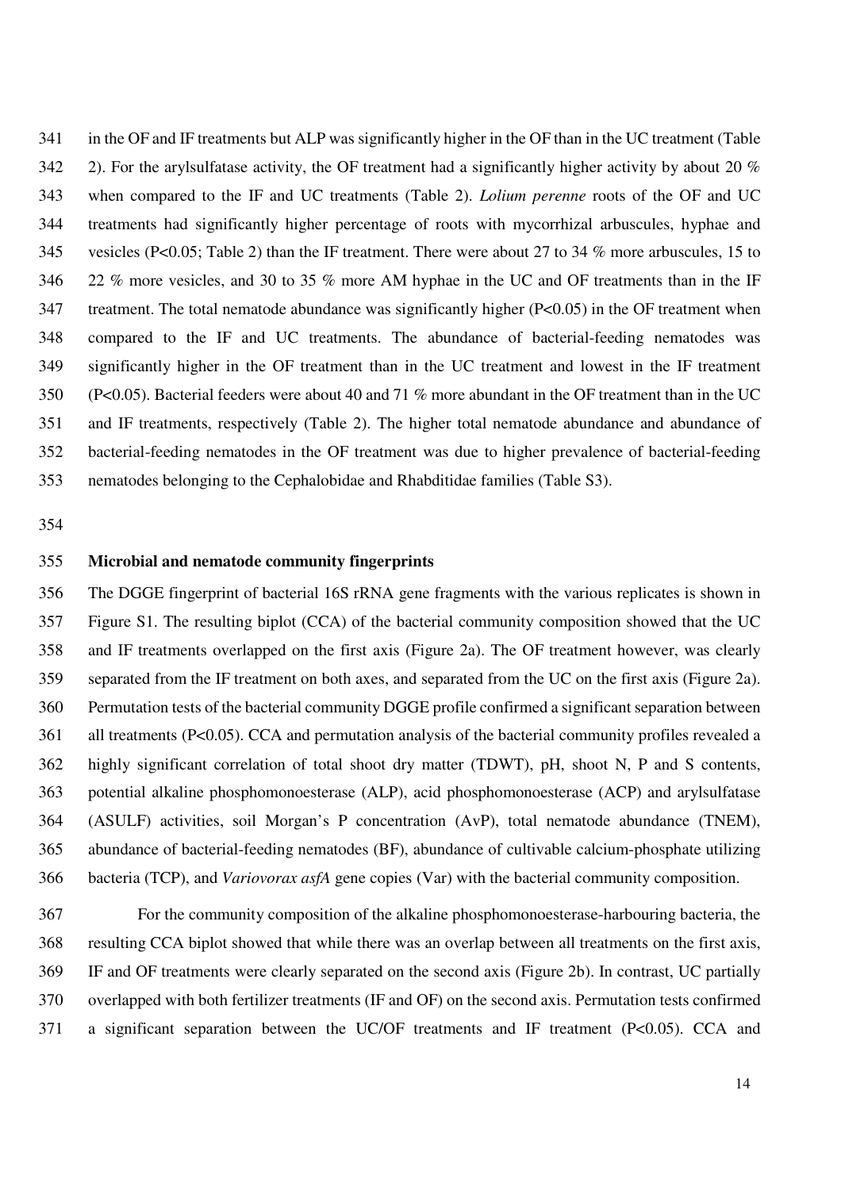in the OF and IF treatments but ALP was significantly higher in the OF than in the UC treatment (Table 2). For the arylsulfatase activity, the OF treatment had a significantly higher activity by about 20 % when compared to the IF and UC treatments (Table 2). *Lolium perenne* roots of the OF and UC treatments had significantly higher percentage of roots with mycorrhizal arbuscules, hyphae and vesicles ($P<0.05$; Table 2) than the IF treatment. There were about 27 to 34 % more arbuscules, 15 to 22 % more vesicles, and 30 to 35 % more AM hyphae in the UC and OF treatments than in the IF treatment. The total nematode abundance was significantly higher ($P<0.05$) in the OF treatment when compared to the IF and UC treatments. The abundance of bacterial-feeding nematodes was significantly higher in the OF treatment than in the UC treatment and lowest in the IF treatment ($P<0.05$). Bacterial feeders were about 40 and 71 % more abundant in the OF treatment than in the UC and IF treatments, respectively (Table 2). The higher total nematode abundance and abundance of bacterial-feeding nematodes in the OF treatment was due to higher prevalence of bacterial-feeding nematodes belonging to the Cephalobidae and Rhabditidae families (Table S3).

**Microbial and nematode community fingerprints**

The DGGE fingerprint of bacterial 16S rRNA gene fragments with the various replicates is shown in Figure S1. The resulting biplot (CCA) of the bacterial community composition showed that the UC and IF treatments overlapped on the first axis (Figure 2a). The OF treatment however, was clearly separated from the IF treatment on both axes, and separated from the UC on the first axis (Figure 2a). Permutation tests of the bacterial community DGGE profile confirmed a significant separation between all treatments ($P<0.05$). CCA and permutation analysis of the bacterial community profiles revealed a highly significant correlation of total shoot dry matter (TDWT), pH, shoot N, P and S contents, potential alkaline phosphomonoesterase (ALP), acid phosphomonoesterase (ACP) and arylsulfatase (ASULF) activities, soil Morgan's P concentration (AvP), total nematode abundance (TNEM), abundance of bacterial-feeding nematodes (BF), abundance of cultivable calcium-phosphate utilizing bacteria (TCP), and *Variovorax asfA* gene copies (Var) with the bacterial community composition.

For the community composition of the alkaline phosphomonoesterase-harbouring bacteria, the resulting CCA biplot showed that while there was an overlap between all treatments on the first axis, IF and OF treatments were clearly separated on the second axis (Figure 2b). In contrast, UC partially overlapped with both fertilizer treatments (IF and OF) on the second axis. Permutation tests confirmed a significant separation between the UC/OF treatments and IF treatment ($P<0.05$). CCA and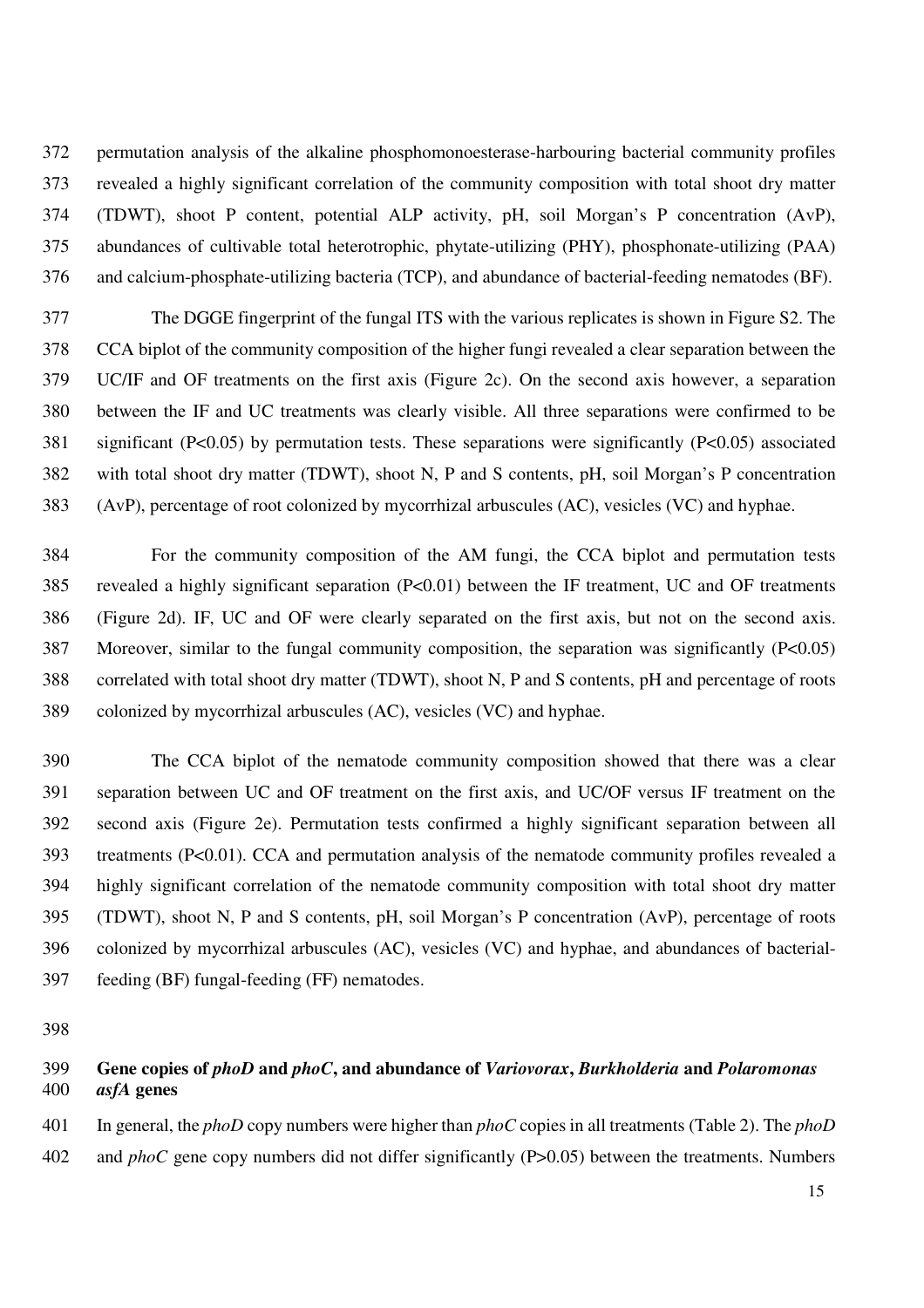permutation analysis of the alkaline phosphomonoesterase-harbouring bacterial community profiles revealed a highly significant correlation of the community composition with total shoot dry matter (TDWT), shoot P content, potential ALP activity, pH, soil Morgan's P concentration (AvP), abundances of cultivable total heterotrophic, phytate-utilizing (PHY), phosphonate-utilizing (PAA) and calcium-phosphate-utilizing bacteria (TCP), and abundance of bacterial-feeding nematodes (BF).

The DGGE fingerprint of the fungal ITS with the various replicates is shown in Figure S2. The CCA biplot of the community composition of the higher fungi revealed a clear separation between the UC/IF and OF treatments on the first axis (Figure 2c). On the second axis however, a separation between the IF and UC treatments was clearly visible. All three separations were confirmed to be significant ($P<0.05$) by permutation tests. These separations were significantly ($P<0.05$) associated with total shoot dry matter (TDWT), shoot N, P and S contents, pH, soil Morgan's P concentration (AvP), percentage of root colonized by mycorrhizal arbuscules (AC), vesicles (VC) and hyphae.

For the community composition of the AM fungi, the CCA biplot and permutation tests revealed a highly significant separation ($P<0.01$) between the IF treatment, UC and OF treatments (Figure 2d). IF, UC and OF were clearly separated on the first axis, but not on the second axis. Moreover, similar to the fungal community composition, the separation was significantly ($P<0.05$) correlated with total shoot dry matter (TDWT), shoot N, P and S contents, pH and percentage of roots colonized by mycorrhizal arbuscules (AC), vesicles (VC) and hyphae.

The CCA biplot of the nematode community composition showed that there was a clear separation between UC and OF treatment on the first axis, and UC/OF versus IF treatment on the second axis (Figure 2e). Permutation tests confirmed a highly significant separation between all treatments ($P<0.01$). CCA and permutation analysis of the nematode community profiles revealed a highly significant correlation of the nematode community composition with total shoot dry matter (TDWT), shoot N, P and S contents, pH, soil Morgan's P concentration (AvP), percentage of roots colonized by mycorrhizal arbuscules (AC), vesicles (VC) and hyphae, and abundances of bacterial-feeding (BF) fungal-feeding (FF) nematodes.

**Gene copies of *phoD* and *phoC*, and abundance of *Variovorax*, *Burkholderia* and *Polaromonas asfA* genes**

In general, the *phoD* copy numbers were higher than *phoC* copies in all treatments (Table 2). The *phoD* and *phoC* gene copy numbers did not differ significantly ($P>0.05$) between the treatments. Numbers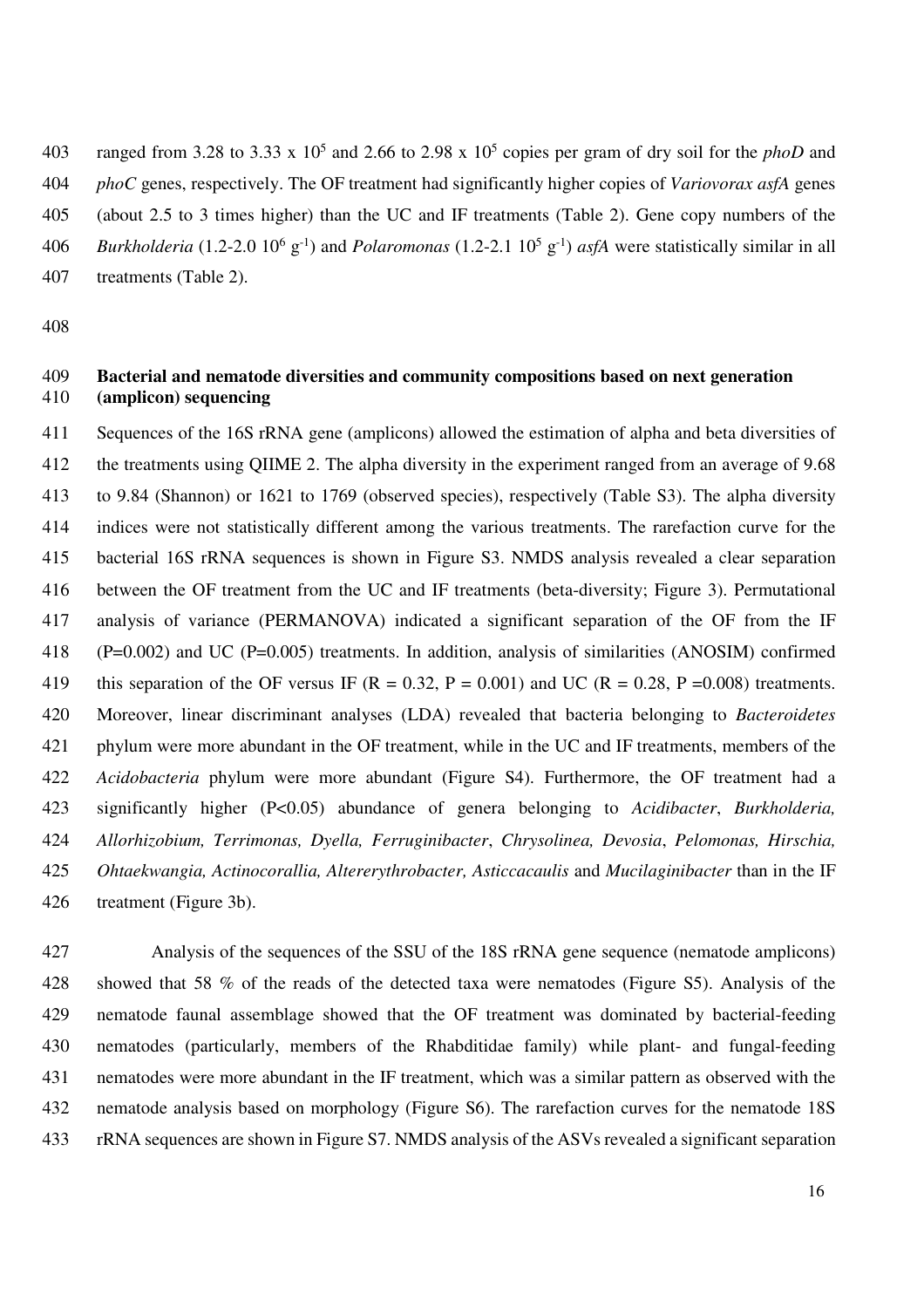ranged from 3.28 to 3.33 x $10^5$ and 2.66 to 2.98 x $10^5$ copies per gram of dry soil for the *phoD* and *phoC* genes, respectively. The OF treatment had significantly higher copies of *Variovorax asfA* genes (about 2.5 to 3 times higher) than the UC and IF treatments (Table 2). Gene copy numbers of the *Burkholderia* (1.2-2.0 $10^6$ $g^{-1}$) and *Polaromonas* (1.2-2.1 $10^5$ $g^{-1}$) *asfA* were statistically similar in all treatments (Table 2).

**Bacterial and nematode diversities and community compositions based on next generation (amplicon) sequencing**

Sequences of the 16S rRNA gene (amplicons) allowed the estimation of alpha and beta diversities of the treatments using QIIME 2. The alpha diversity in the experiment ranged from an average of 9.68 to 9.84 (Shannon) or 1621 to 1769 (observed species), respectively (Table S3). The alpha diversity indices were not statistically different among the various treatments. The rarefaction curve for the bacterial 16S rRNA sequences is shown in Figure S3. NMDS analysis revealed a clear separation between the OF treatment from the UC and IF treatments (beta-diversity; Figure 3). Permutational analysis of variance (PERMANOVA) indicated a significant separation of the OF from the IF ($P=0.002$) and UC ($P=0.005$) treatments. In addition, analysis of similarities (ANOSIM) confirmed this separation of the OF versus IF ($R = 0.32$, $P = 0.001$) and UC ($R = 0.28$, $P = 0.008$) treatments. Moreover, linear discriminant analyses (LDA) revealed that bacteria belonging to *Bacteroidetes* phylum were more abundant in the OF treatment, while in the UC and IF treatments, members of the *Acidobacteria* phylum were more abundant (Figure S4). Furthermore, the OF treatment had a significantly higher ($P<0.05$) abundance of genera belonging to *Acidibacter*, *Burkholderia, Allorhizobium, Terrimonas, Dyella, Ferruginibacter*, *Chrysolinea, Devosia*, *Pelomonas, Hirschia, Ohtaekwangia, Actinocorallia, Altererythrobacter, Asticcacaulis* and *Mucilaginibacter* than in the IF treatment (Figure 3b).

Analysis of the sequences of the SSU of the 18S rRNA gene sequence (nematode amplicons) showed that 58 % of the reads of the detected taxa were nematodes (Figure S5). Analysis of the nematode faunal assemblage showed that the OF treatment was dominated by bacterial-feeding nematodes (particularly, members of the Rhabditidae family) while plant- and fungal-feeding nematodes were more abundant in the IF treatment, which was a similar pattern as observed with the nematode analysis based on morphology (Figure S6). The rarefaction curves for the nematode 18S rRNA sequences are shown in Figure S7. NMDS analysis of the ASVs revealed a significant separation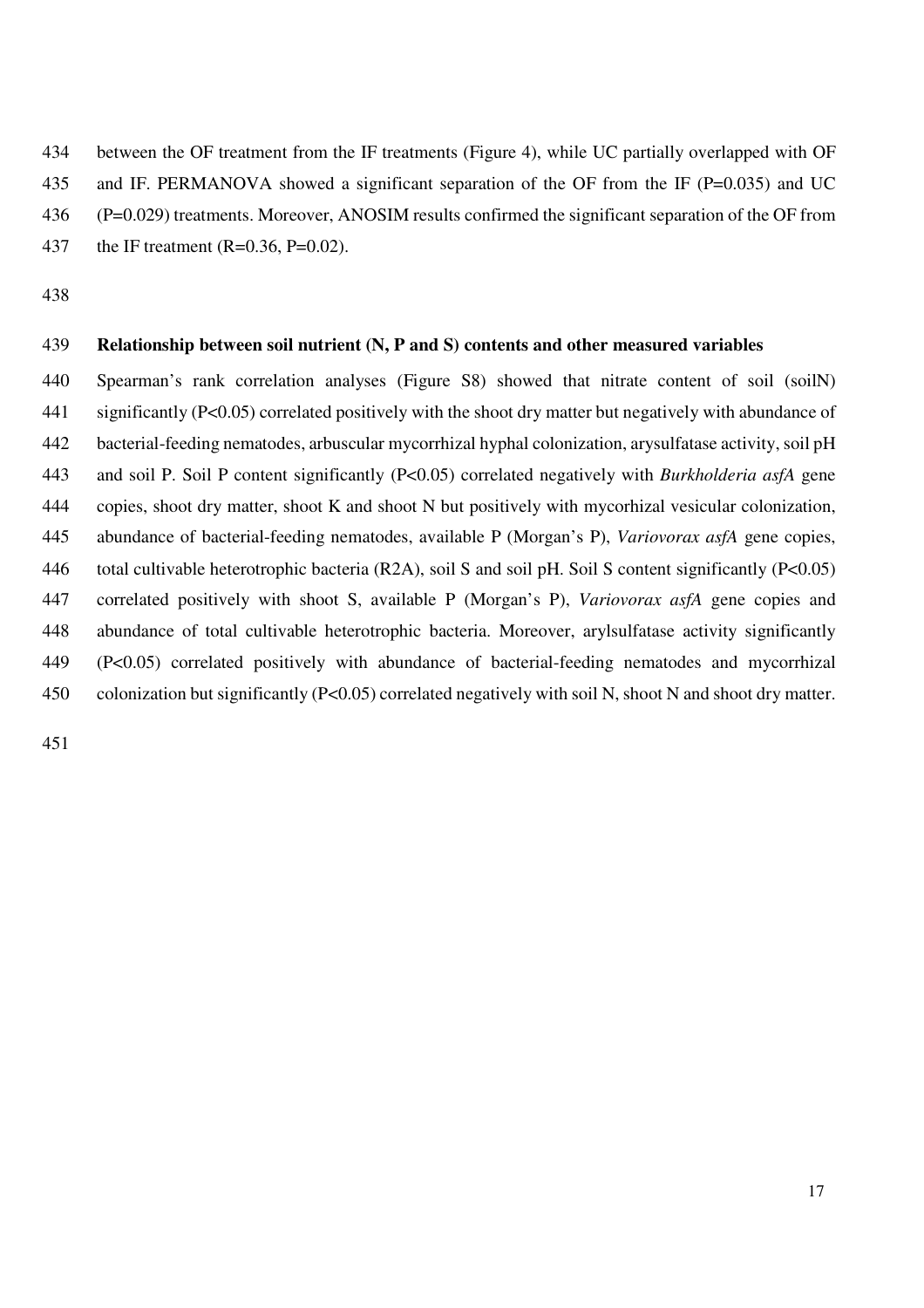between the OF treatment from the IF treatments (Figure 4), while UC partially overlapped with OF and IF. PERMANOVA showed a significant separation of the OF from the IF (P=0.035) and UC (P=0.029) treatments. Moreover, ANOSIM results confirmed the significant separation of the OF from the IF treatment (R=0.36, P=0.02).

**Relationship between soil nutrient (N, P and S) contents and other measured variables**

Spearman's rank correlation analyses (Figure S8) showed that nitrate content of soil (soilN) significantly (P<0.05) correlated positively with the shoot dry matter but negatively with abundance of bacterial-feeding nematodes, arbuscular mycorrhizal hyphal colonization, arysulfatase activity, soil pH and soil P. Soil P content significantly (P<0.05) correlated negatively with *Burkholderia asfA* gene copies, shoot dry matter, shoot K and shoot N but positively with mycorhizal vesicular colonization, abundance of bacterial-feeding nematodes, available P (Morgan's P), *Variovorax asfA* gene copies, total cultivable heterotrophic bacteria (R2A), soil S and soil pH. Soil S content significantly (P<0.05) correlated positively with shoot S, available P (Morgan's P), *Variovorax asfA* gene copies and abundance of total cultivable heterotrophic bacteria. Moreover, arylsulfatase activity significantly (P<0.05) correlated positively with abundance of bacterial-feeding nematodes and mycorrhizal colonization but significantly (P<0.05) correlated negatively with soil N, shoot N and shoot dry matter.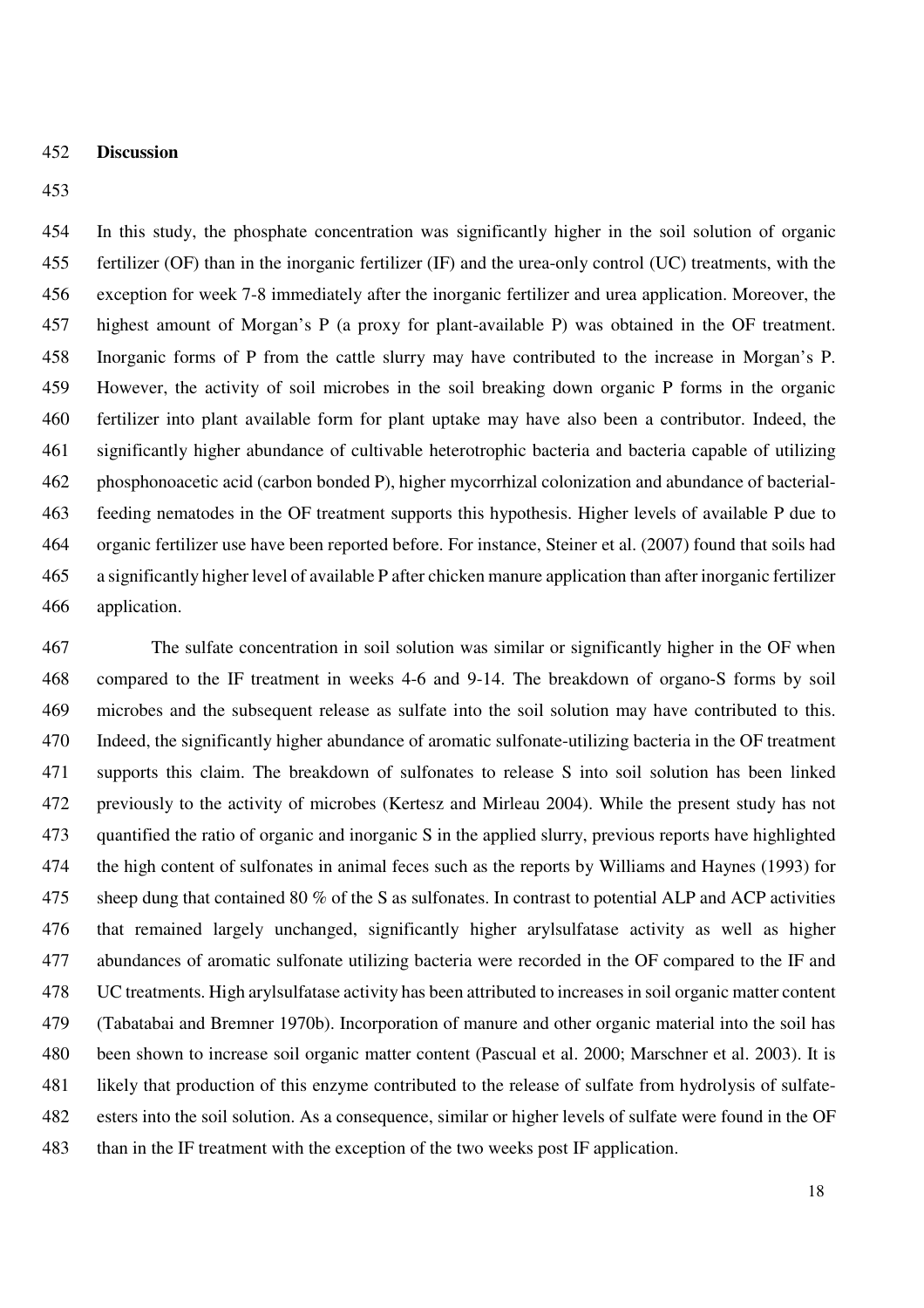## Discussion

In this study, the phosphate concentration was significantly higher in the soil solution of organic fertilizer (OF) than in the inorganic fertilizer (IF) and the urea-only control (UC) treatments, with the exception for week 7-8 immediately after the inorganic fertilizer and urea application. Moreover, the highest amount of Morgan's P (a proxy for plant-available P) was obtained in the OF treatment. Inorganic forms of P from the cattle slurry may have contributed to the increase in Morgan's P. However, the activity of soil microbes in the soil breaking down organic P forms in the organic fertilizer into plant available form for plant uptake may have also been a contributor. Indeed, the significantly higher abundance of cultivable heterotrophic bacteria and bacteria capable of utilizing phosphonoacetic acid (carbon bonded P), higher mycorrhizal colonization and abundance of bacterial-feeding nematodes in the OF treatment supports this hypothesis. Higher levels of available P due to organic fertilizer use have been reported before. For instance, Steiner et al. (2007) found that soils had a significantly higher level of available P after chicken manure application than after inorganic fertilizer application.

The sulfate concentration in soil solution was similar or significantly higher in the OF when compared to the IF treatment in weeks 4-6 and 9-14. The breakdown of organo-S forms by soil microbes and the subsequent release as sulfate into the soil solution may have contributed to this. Indeed, the significantly higher abundance of aromatic sulfonate-utilizing bacteria in the OF treatment supports this claim. The breakdown of sulfonates to release S into soil solution has been linked previously to the activity of microbes (Kertesz and Mirleau 2004). While the present study has not quantified the ratio of organic and inorganic S in the applied slurry, previous reports have highlighted the high content of sulfonates in animal feces such as the reports by Williams and Haynes (1993) for sheep dung that contained 80 % of the S as sulfonates. In contrast to potential ALP and ACP activities that remained largely unchanged, significantly higher arylsulfatase activity as well as higher abundances of aromatic sulfonate utilizing bacteria were recorded in the OF compared to the IF and UC treatments. High arylsulfatase activity has been attributed to increases in soil organic matter content (Tabatabai and Bremner 1970b). Incorporation of manure and other organic material into the soil has been shown to increase soil organic matter content (Pascual et al. 2000; Marschner et al. 2003). It is likely that production of this enzyme contributed to the release of sulfate from hydrolysis of sulfate-esters into the soil solution. As a consequence, similar or higher levels of sulfate were found in the OF than in the IF treatment with the exception of the two weeks post IF application.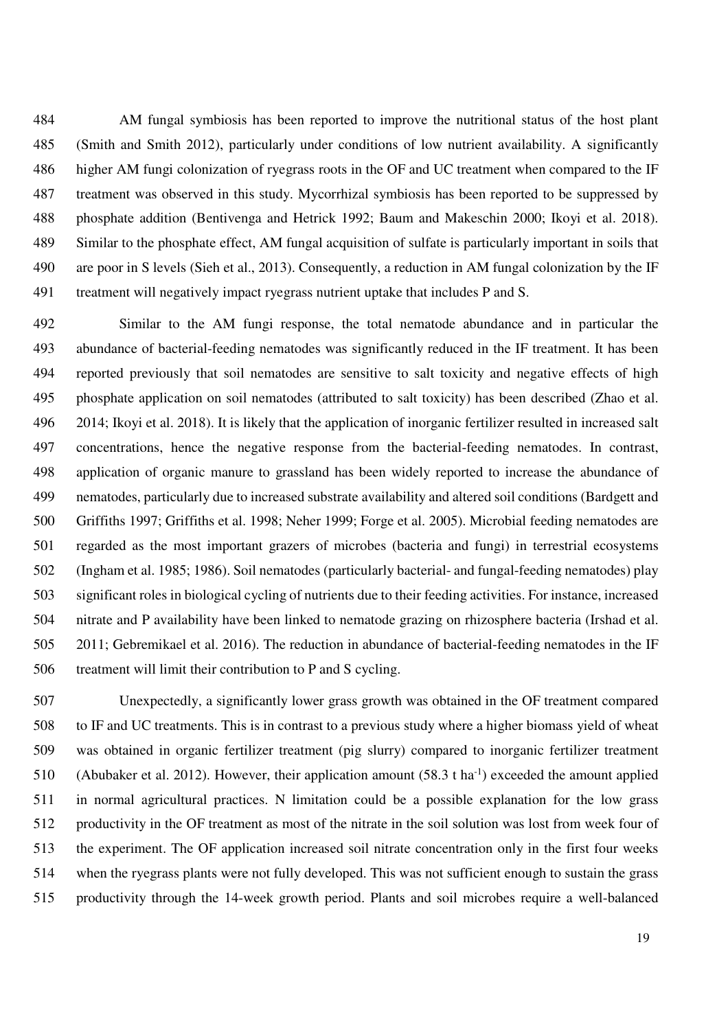AM fungal symbiosis has been reported to improve the nutritional status of the host plant (Smith and Smith 2012), particularly under conditions of low nutrient availability. A significantly higher AM fungi colonization of ryegrass roots in the OF and UC treatment when compared to the IF treatment was observed in this study. Mycorrhizal symbiosis has been reported to be suppressed by phosphate addition (Bentivenga and Hetrick 1992; Baum and Makeschin 2000; Ikoyi et al. 2018). Similar to the phosphate effect, AM fungal acquisition of sulfate is particularly important in soils that are poor in S levels (Sieh et al., 2013). Consequently, a reduction in AM fungal colonization by the IF treatment will negatively impact ryegrass nutrient uptake that includes P and S.

Similar to the AM fungi response, the total nematode abundance and in particular the abundance of bacterial-feeding nematodes was significantly reduced in the IF treatment. It has been reported previously that soil nematodes are sensitive to salt toxicity and negative effects of high phosphate application on soil nematodes (attributed to salt toxicity) has been described (Zhao et al. 2014; Ikoyi et al. 2018). It is likely that the application of inorganic fertilizer resulted in increased salt concentrations, hence the negative response from the bacterial-feeding nematodes. In contrast, application of organic manure to grassland has been widely reported to increase the abundance of nematodes, particularly due to increased substrate availability and altered soil conditions (Bardgett and Griffiths 1997; Griffiths et al. 1998; Neher 1999; Forge et al. 2005). Microbial feeding nematodes are regarded as the most important grazers of microbes (bacteria and fungi) in terrestrial ecosystems (Ingham et al. 1985; 1986). Soil nematodes (particularly bacterial- and fungal-feeding nematodes) play significant roles in biological cycling of nutrients due to their feeding activities. For instance, increased nitrate and P availability have been linked to nematode grazing on rhizosphere bacteria (Irshad et al. 2011; Gebremikael et al. 2016). The reduction in abundance of bacterial-feeding nematodes in the IF treatment will limit their contribution to P and S cycling.

Unexpectedly, a significantly lower grass growth was obtained in the OF treatment compared to IF and UC treatments. This is in contrast to a previous study where a higher biomass yield of wheat was obtained in organic fertilizer treatment (pig slurry) compared to inorganic fertilizer treatment (Abubaker et al. 2012). However, their application amount (58.3 t $ha^{-1}$) exceeded the amount applied in normal agricultural practices. N limitation could be a possible explanation for the low grass productivity in the OF treatment as most of the nitrate in the soil solution was lost from week four of the experiment. The OF application increased soil nitrate concentration only in the first four weeks when the ryegrass plants were not fully developed. This was not sufficient enough to sustain the grass productivity through the 14-week growth period. Plants and soil microbes require a well-balanced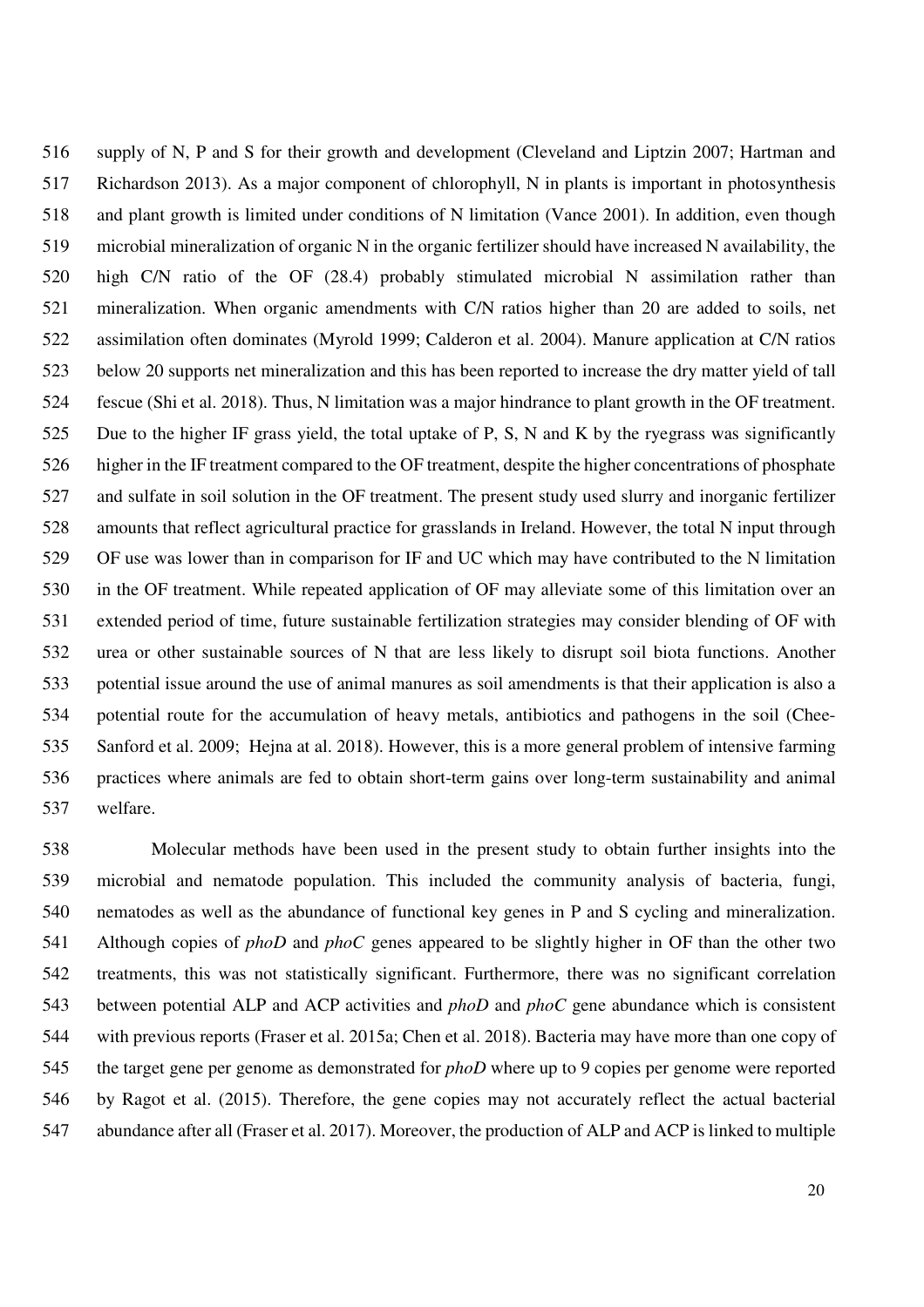supply of N, P and S for their growth and development (Cleveland and Liptzin 2007; Hartman and Richardson 2013). As a major component of chlorophyll, N in plants is important in photosynthesis and plant growth is limited under conditions of N limitation (Vance 2001). In addition, even though microbial mineralization of organic N in the organic fertilizer should have increased N availability, the high C/N ratio of the OF (28.4) probably stimulated microbial N assimilation rather than mineralization. When organic amendments with C/N ratios higher than 20 are added to soils, net assimilation often dominates (Myrold 1999; Calderon et al. 2004). Manure application at C/N ratios below 20 supports net mineralization and this has been reported to increase the dry matter yield of tall fescue (Shi et al. 2018). Thus, N limitation was a major hindrance to plant growth in the OF treatment. Due to the higher IF grass yield, the total uptake of P, S, N and K by the ryegrass was significantly higher in the IF treatment compared to the OF treatment, despite the higher concentrations of phosphate and sulfate in soil solution in the OF treatment. The present study used slurry and inorganic fertilizer amounts that reflect agricultural practice for grasslands in Ireland. However, the total N input through OF use was lower than in comparison for IF and UC which may have contributed to the N limitation in the OF treatment. While repeated application of OF may alleviate some of this limitation over an extended period of time, future sustainable fertilization strategies may consider blending of OF with urea or other sustainable sources of N that are less likely to disrupt soil biota functions. Another potential issue around the use of animal manures as soil amendments is that their application is also a potential route for the accumulation of heavy metals, antibiotics and pathogens in the soil (Chee-Sanford et al. 2009; Hejna at al. 2018). However, this is a more general problem of intensive farming practices where animals are fed to obtain short-term gains over long-term sustainability and animal welfare.

Molecular methods have been used in the present study to obtain further insights into the microbial and nematode population. This included the community analysis of bacteria, fungi, nematodes as well as the abundance of functional key genes in P and S cycling and mineralization. Although copies of *phoD* and *phoC* genes appeared to be slightly higher in OF than the other two treatments, this was not statistically significant. Furthermore, there was no significant correlation between potential ALP and ACP activities and *phoD* and *phoC* gene abundance which is consistent with previous reports (Fraser et al. 2015a; Chen et al. 2018). Bacteria may have more than one copy of the target gene per genome as demonstrated for *phoD* where up to 9 copies per genome were reported by Ragot et al. (2015). Therefore, the gene copies may not accurately reflect the actual bacterial abundance after all (Fraser et al. 2017). Moreover, the production of ALP and ACP is linked to multiple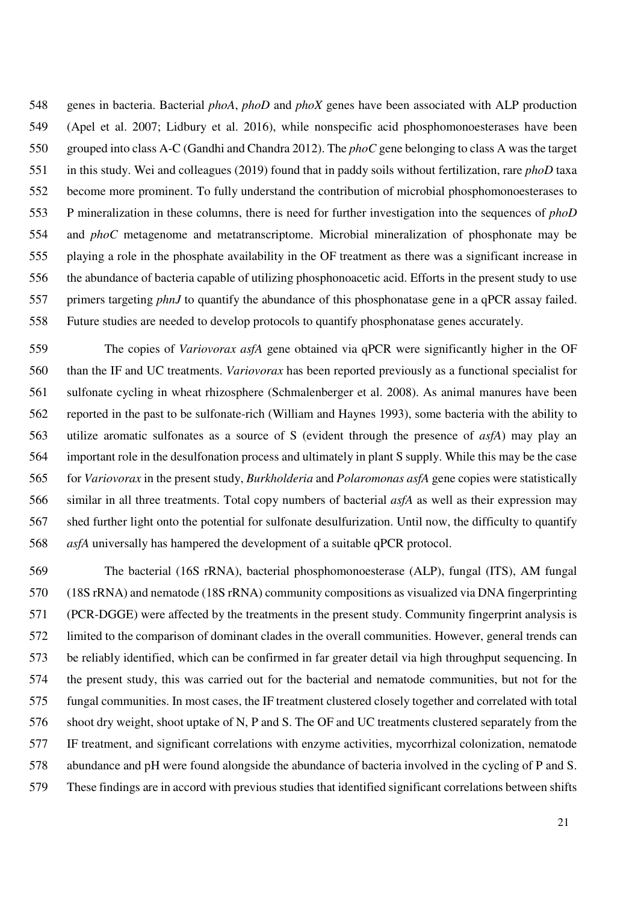genes in bacteria. Bacterial *phoA*, *phoD* and *phoX* genes have been associated with ALP production (Apel et al. 2007; Lidbury et al. 2016), while nonspecific acid phosphomonoesterases have been grouped into class A-C (Gandhi and Chandra 2012). The *phoC* gene belonging to class A was the target in this study. Wei and colleagues (2019) found that in paddy soils without fertilization, rare *phoD* taxa become more prominent. To fully understand the contribution of microbial phosphomonoesterases to P mineralization in these columns, there is need for further investigation into the sequences of *phoD* and *phoC* metagenome and metatranscriptome. Microbial mineralization of phosphonate may be playing a role in the phosphate availability in the OF treatment as there was a significant increase in the abundance of bacteria capable of utilizing phosphonoacetic acid. Efforts in the present study to use primers targeting *phnJ* to quantify the abundance of this phosphonatase gene in a qPCR assay failed. Future studies are needed to develop protocols to quantify phosphonatase genes accurately.

The copies of *Variovorax asfA* gene obtained via qPCR were significantly higher in the OF than the IF and UC treatments. *Variovorax* has been reported previously as a functional specialist for sulfonate cycling in wheat rhizosphere (Schmalenberger et al. 2008). As animal manures have been reported in the past to be sulfonate-rich (William and Haynes 1993), some bacteria with the ability to utilize aromatic sulfonates as a source of S (evident through the presence of *asfA*) may play an important role in the desulfonation process and ultimately in plant S supply. While this may be the case for *Variovorax* in the present study, *Burkholderia* and *Polaromonas asfA* gene copies were statistically similar in all three treatments. Total copy numbers of bacterial *asfA* as well as their expression may shed further light onto the potential for sulfonate desulfurization. Until now, the difficulty to quantify *asfA* universally has hampered the development of a suitable qPCR protocol.

The bacterial (16S rRNA), bacterial phosphomonoesterase (ALP), fungal (ITS), AM fungal (18S rRNA) and nematode (18S rRNA) community compositions as visualized via DNA fingerprinting (PCR-DGGE) were affected by the treatments in the present study. Community fingerprint analysis is limited to the comparison of dominant clades in the overall communities. However, general trends can be reliably identified, which can be confirmed in far greater detail via high throughput sequencing. In the present study, this was carried out for the bacterial and nematode communities, but not for the fungal communities. In most cases, the IF treatment clustered closely together and correlated with total shoot dry weight, shoot uptake of N, P and S. The OF and UC treatments clustered separately from the IF treatment, and significant correlations with enzyme activities, mycorrhizal colonization, nematode abundance and pH were found alongside the abundance of bacteria involved in the cycling of P and S. These findings are in accord with previous studies that identified significant correlations between shifts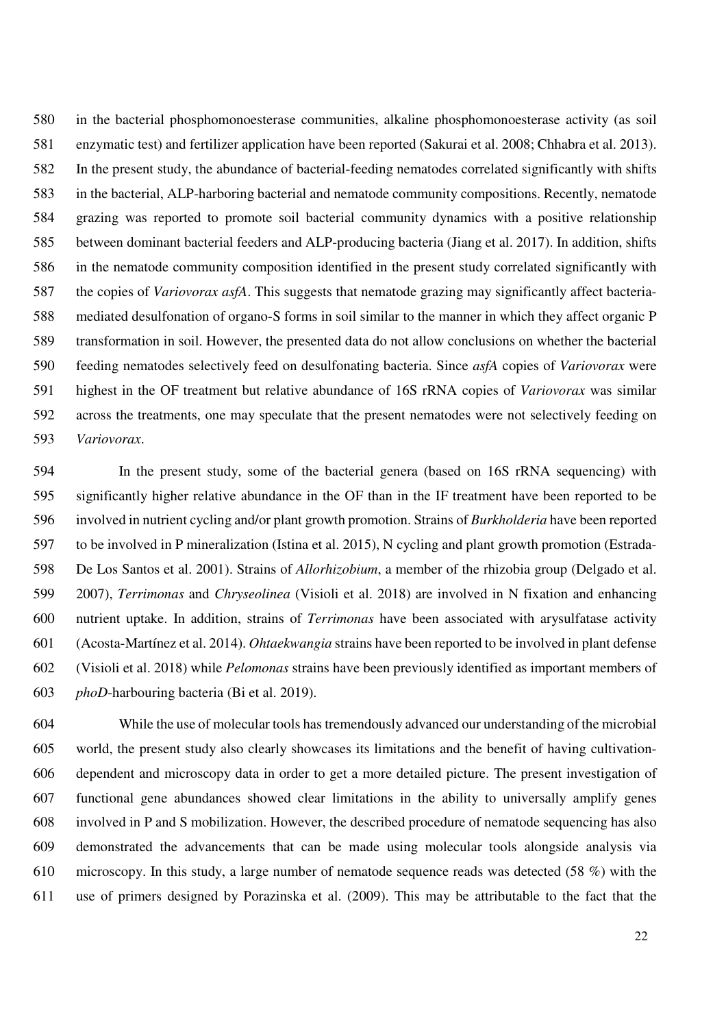in the bacterial phosphomonoesterase communities, alkaline phosphomonoesterase activity (as soil enzymatic test) and fertilizer application have been reported (Sakurai et al. 2008; Chhabra et al. 2013). In the present study, the abundance of bacterial-feeding nematodes correlated significantly with shifts in the bacterial, ALP-harboring bacterial and nematode community compositions. Recently, nematode grazing was reported to promote soil bacterial community dynamics with a positive relationship between dominant bacterial feeders and ALP-producing bacteria (Jiang et al. 2017). In addition, shifts in the nematode community composition identified in the present study correlated significantly with the copies of *Variovorax asfA*. This suggests that nematode grazing may significantly affect bacteria-mediated desulfonation of organo-S forms in soil similar to the manner in which they affect organic P transformation in soil. However, the presented data do not allow conclusions on whether the bacterial feeding nematodes selectively feed on desulfonating bacteria. Since *asfA* copies of *Variovorax* were highest in the OF treatment but relative abundance of 16S rRNA copies of *Variovorax* was similar across the treatments, one may speculate that the present nematodes were not selectively feeding on *Variovorax*.

In the present study, some of the bacterial genera (based on 16S rRNA sequencing) with significantly higher relative abundance in the OF than in the IF treatment have been reported to be involved in nutrient cycling and/or plant growth promotion. Strains of *Burkholderia* have been reported to be involved in P mineralization (Istina et al. 2015), N cycling and plant growth promotion (Estrada-De Los Santos et al. 2001). Strains of *Allorhizobium*, a member of the rhizobia group (Delgado et al. 2007), *Terrimonas* and *Chryseolinea* (Visioli et al. 2018) are involved in N fixation and enhancing nutrient uptake. In addition, strains of *Terrimonas* have been associated with arysulfatase activity (Acosta-Martínez et al. 2014). *Ohtaekwangia* strains have been reported to be involved in plant defense (Visioli et al. 2018) while *Pelomonas* strains have been previously identified as important members of *phoD*-harbouring bacteria (Bi et al. 2019).

While the use of molecular tools has tremendously advanced our understanding of the microbial world, the present study also clearly showcases its limitations and the benefit of having cultivation-dependent and microscopy data in order to get a more detailed picture. The present investigation of functional gene abundances showed clear limitations in the ability to universally amplify genes involved in P and S mobilization. However, the described procedure of nematode sequencing has also demonstrated the advancements that can be made using molecular tools alongside analysis via microscopy. In this study, a large number of nematode sequence reads was detected (58 %) with the use of primers designed by Porazinska et al. (2009). This may be attributable to the fact that the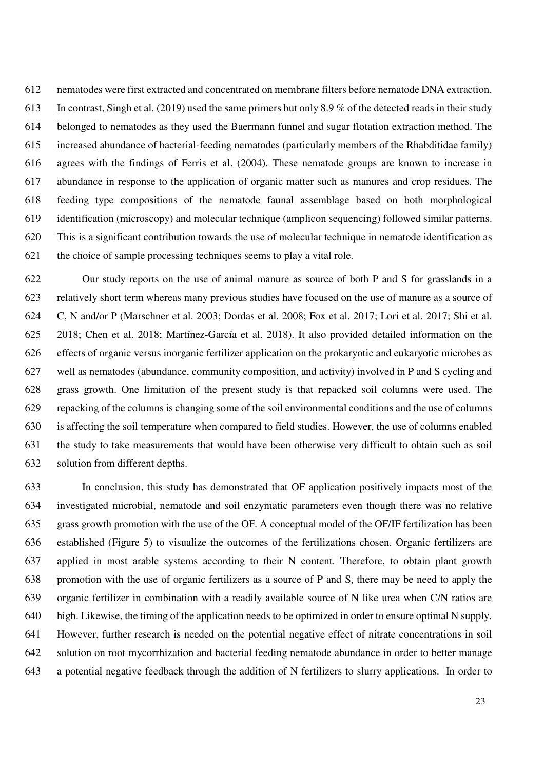nematodes were first extracted and concentrated on membrane filters before nematode DNA extraction. In contrast, Singh et al. (2019) used the same primers but only 8.9 % of the detected reads in their study belonged to nematodes as they used the Baermann funnel and sugar flotation extraction method. The increased abundance of bacterial-feeding nematodes (particularly members of the Rhabditidae family) agrees with the findings of Ferris et al. (2004). These nematode groups are known to increase in abundance in response to the application of organic matter such as manures and crop residues. The feeding type compositions of the nematode faunal assemblage based on both morphological identification (microscopy) and molecular technique (amplicon sequencing) followed similar patterns. This is a significant contribution towards the use of molecular technique in nematode identification as the choice of sample processing techniques seems to play a vital role.

Our study reports on the use of animal manure as source of both P and S for grasslands in a relatively short term whereas many previous studies have focused on the use of manure as a source of C, N and/or P (Marschner et al. 2003; Dordas et al. 2008; Fox et al. 2017; Lori et al. 2017; Shi et al. 2018; Chen et al. 2018; Martínez-García et al. 2018). It also provided detailed information on the effects of organic versus inorganic fertilizer application on the prokaryotic and eukaryotic microbes as well as nematodes (abundance, community composition, and activity) involved in P and S cycling and grass growth. One limitation of the present study is that repacked soil columns were used. The repacking of the columns is changing some of the soil environmental conditions and the use of columns is affecting the soil temperature when compared to field studies. However, the use of columns enabled the study to take measurements that would have been otherwise very difficult to obtain such as soil solution from different depths.

In conclusion, this study has demonstrated that OF application positively impacts most of the investigated microbial, nematode and soil enzymatic parameters even though there was no relative grass growth promotion with the use of the OF. A conceptual model of the OF/IF fertilization has been established (Figure 5) to visualize the outcomes of the fertilizations chosen. Organic fertilizers are applied in most arable systems according to their N content. Therefore, to obtain plant growth promotion with the use of organic fertilizers as a source of P and S, there may be need to apply the organic fertilizer in combination with a readily available source of N like urea when C/N ratios are high. Likewise, the timing of the application needs to be optimized in order to ensure optimal N supply. However, further research is needed on the potential negative effect of nitrate concentrations in soil solution on root mycorrhization and bacterial feeding nematode abundance in order to better manage a potential negative feedback through the addition of N fertilizers to slurry applications. In order to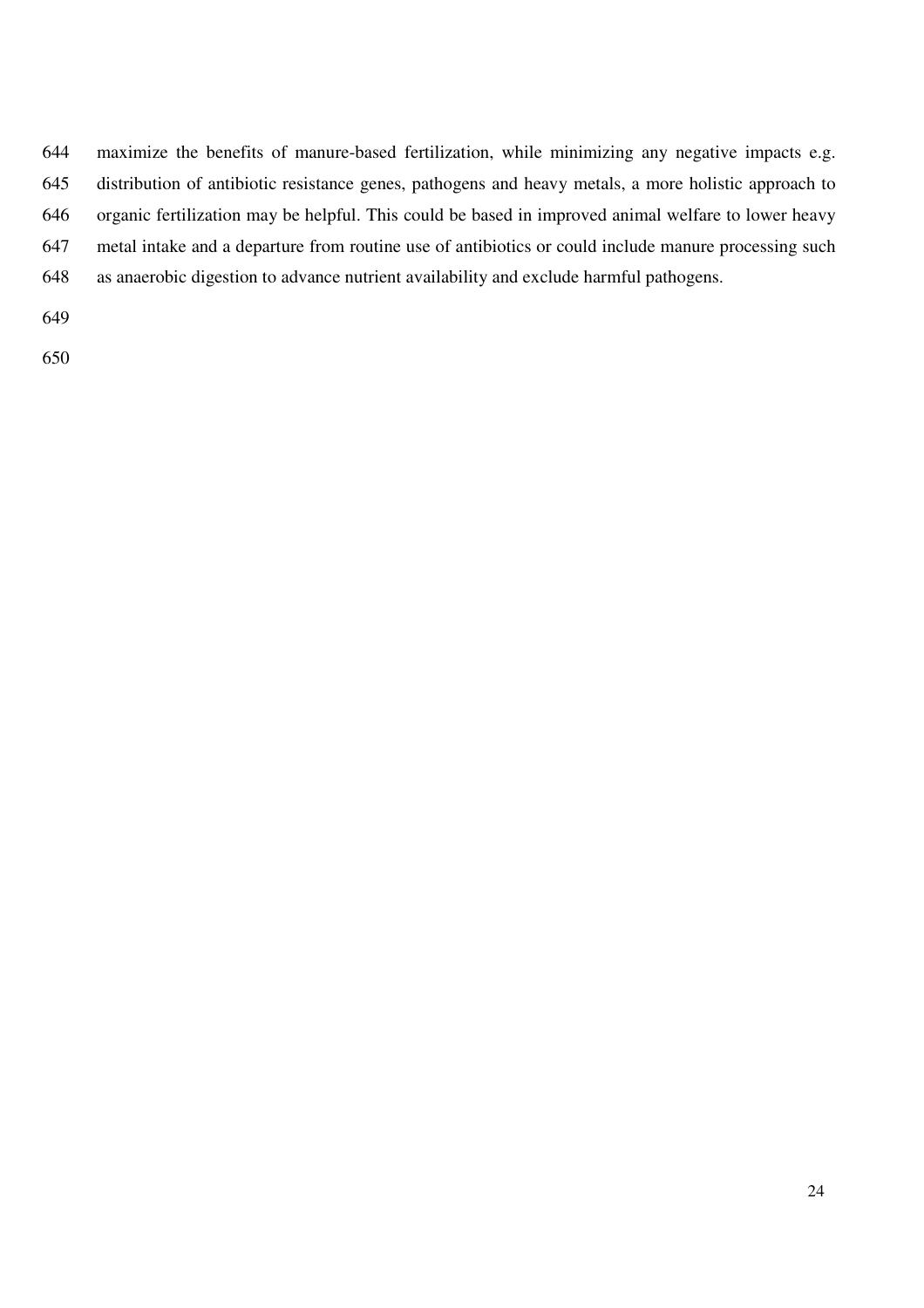maximize the benefits of manure-based fertilization, while minimizing any negative impacts e.g. distribution of antibiotic resistance genes, pathogens and heavy metals, a more holistic approach to organic fertilization may be helpful. This could be based in improved animal welfare to lower heavy metal intake and a departure from routine use of antibiotics or could include manure processing such as anaerobic digestion to advance nutrient availability and exclude harmful pathogens.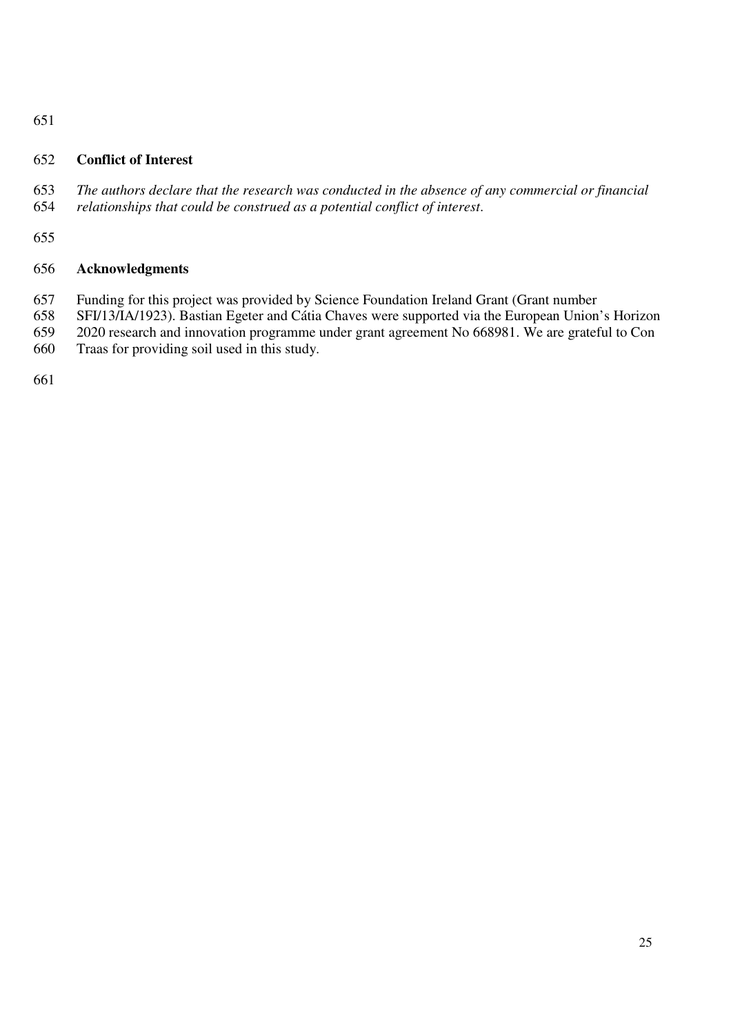## Conflict of Interest

*The authors declare that the research was conducted in the absence of any commercial or financial relationships that could be construed as a potential conflict of interest.*

## Acknowledgments

Funding for this project was provided by Science Foundation Ireland Grant (Grant number SFI/13/IA/1923). Bastian Egeter and Cátia Chaves were supported via the European Union's Horizon 2020 research and innovation programme under grant agreement No 668981. We are grateful to Con Traas for providing soil used in this study.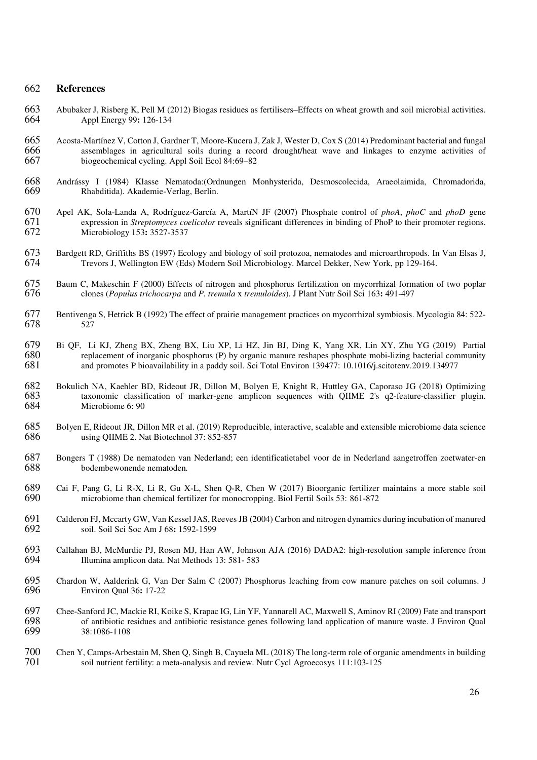## References

Abubaker J, Risberg K, Pell M (2012) Biogas residues as fertilisers–Effects on wheat growth and soil microbial activities. Appl Energy 99**:** 126-134

Acosta-Martínez V, Cotton J, Gardner T, Moore-Kucera J, Zak J, Wester D, Cox S (2014) Predominant bacterial and fungal assemblages in agricultural soils during a record drought/heat wave and linkages to enzyme activities of biogeochemical cycling. Appl Soil Ecol 84:69–82

Andrássy I (1984) Klasse Nematoda:(Ordnungen Monhysterida, Desmoscolecida, Araeolaimida, Chromadorida, Rhabditida). Akademie-Verlag, Berlin.

Apel AK, Sola-Landa A, Rodríguez-García A, MartíN JF (2007) Phosphate control of *phoA*, *phoC* and *phoD* gene expression in *Streptomyces coelicolor* reveals significant differences in binding of PhoP to their promoter regions. Microbiology 153**:** 3527-3537

Bardgett RD, Griffiths BS (1997) Ecology and biology of soil protozoa, nematodes and microarthropods. In Van Elsas J, Trevors J, Wellington EW (Eds) Modern Soil Microbiology. Marcel Dekker, New York, pp 129-164.

Baum C, Makeschin F (2000) Effects of nitrogen and phosphorus fertilization on mycorrhizal formation of two poplar clones (*Populus trichocarpa* and *P. tremula* x *tremuloides*). J Plant Nutr Soil Sci 163**:** 491-497

Bentivenga S, Hetrick B (1992) The effect of prairie management practices on mycorrhizal symbiosis. Mycologia 84: 522-527

Bi QF, Li KJ, Zheng BX, Zheng BX, Liu XP, Li HZ, Jin BJ, Ding K, Yang XR, Lin XY, Zhu YG (2019) Partial replacement of inorganic phosphorus (P) by organic manure reshapes phosphate mobi-lizing bacterial community and promotes P bioavailability in a paddy soil. Sci Total Environ 139477: 10.1016/j.scitotenv.2019.134977

Bokulich NA, Kaehler BD, Rideout JR, Dillon M, Bolyen E, Knight R, Huttley GA, Caporaso JG (2018) Optimizing taxonomic classification of marker-gene amplicon sequences with QIIME 2's q2-feature-classifier plugin. Microbiome 6: 90

Bolyen E, Rideout JR, Dillon MR et al. (2019) Reproducible, interactive, scalable and extensible microbiome data science using QIIME 2. Nat Biotechnol 37: 852-857

Bongers T (1988) De nematoden van Nederland; een identificatietabel voor de in Nederland aangetroffen zoetwater-en bodembewonende nematoden.

Cai F, Pang G, Li R-X, Li R, Gu X-L, Shen Q-R, Chen W (2017) Bioorganic fertilizer maintains a more stable soil microbiome than chemical fertilizer for monocropping. Biol Fertil Soils 53: 861-872

Calderon FJ, Mccarty GW, Van Kessel JAS, Reeves JB (2004) Carbon and nitrogen dynamics during incubation of manured soil. Soil Sci Soc Am J 68**:** 1592-1599

Callahan BJ, McMurdie PJ, Rosen MJ, Han AW, Johnson AJA (2016) DADA2: high-resolution sample inference from Illumina amplicon data. Nat Methods 13: 581- 583

Chardon W, Aalderink G, Van Der Salm C (2007) Phosphorus leaching from cow manure patches on soil columns. J Environ Qual 36**:** 17-22

Chee-Sanford JC, Mackie RI, Koike S, Krapac IG, Lin YF, Yannarell AC, Maxwell S, Aminov RI (2009) Fate and transport of antibiotic residues and antibiotic resistance genes following land application of manure waste. J Environ Qual 38:1086-1108

Chen Y, Camps-Arbestain M, Shen Q, Singh B, Cayuela ML (2018) The long-term role of organic amendments in building soil nutrient fertility: a meta-analysis and review. Nutr Cycl Agroecosys 111:103-125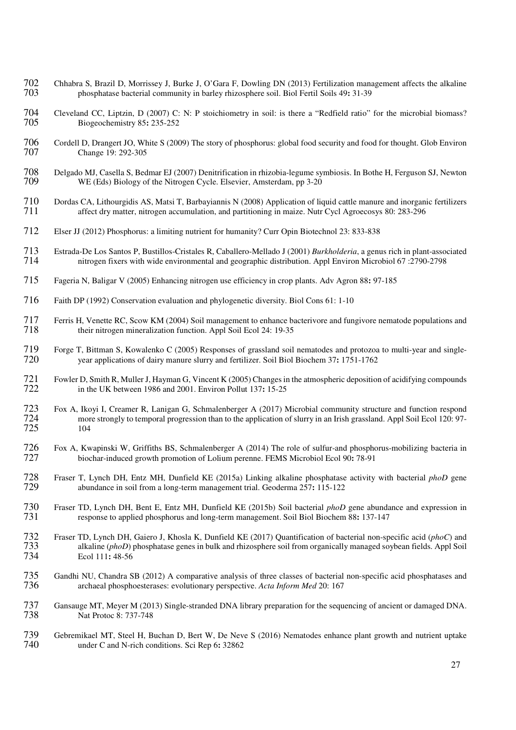Chhabra S, Brazil D, Morrissey J, Burke J, O'Gara F, Dowling DN (2013) Fertilization management affects the alkaline phosphatase bacterial community in barley rhizosphere soil. Biol Fertil Soils 49**:** 31-39

Cleveland CC, Liptzin, D (2007) C: N: P stoichiometry in soil: is there a "Redfield ratio" for the microbial biomass? Biogeochemistry 85**:** 235-252

Cordell D, Drangert JO, White S (2009) The story of phosphorus: global food security and food for thought. Glob Environ Change 19: 292-305

Delgado MJ, Casella S, Bedmar EJ (2007) Denitrification in rhizobia-legume symbiosis. In Bothe H, Ferguson SJ, Newton WE (Eds) Biology of the Nitrogen Cycle. Elsevier, Amsterdam, pp 3-20

Dordas CA, Lithourgidis AS, Matsi T, Barbayiannis N (2008) Application of liquid cattle manure and inorganic fertilizers affect dry matter, nitrogen accumulation, and partitioning in maize. Nutr Cycl Agroecosys 80: 283-296

Elser JJ (2012) Phosphorus: a limiting nutrient for humanity? Curr Opin Biotechnol 23: 833-838

Estrada-De Los Santos P, Bustillos-Cristales R, Caballero-Mellado J (2001) *Burkholderia*, a genus rich in plant-associated nitrogen fixers with wide environmental and geographic distribution. Appl Environ Microbiol 67 :2790-2798

Fageria N, Baligar V (2005) Enhancing nitrogen use efficiency in crop plants. Adv Agron 88**:** 97-185

Faith DP (1992) Conservation evaluation and phylogenetic diversity. Biol Cons 61: 1-10

Ferris H, Venette RC, Scow KM (2004) Soil management to enhance bacterivore and fungivore nematode populations and their nitrogen mineralization function. Appl Soil Ecol 24: 19-35

Forge T, Bittman S, Kowalenko C (2005) Responses of grassland soil nematodes and protozoa to multi-year and single-year applications of dairy manure slurry and fertilizer. Soil Biol Biochem 37**:** 1751-1762

Fowler D, Smith R, Muller J, Hayman G, Vincent K (2005) Changes in the atmospheric deposition of acidifying compounds in the UK between 1986 and 2001. Environ Pollut 137**:** 15-25

Fox A, Ikoyi I, Creamer R, Lanigan G, Schmalenberger A (2017) Microbial community structure and function respond more strongly to temporal progression than to the application of slurry in an Irish grassland. Appl Soil Ecol 120: 97-104

Fox A, Kwapinski W, Griffiths BS, Schmalenberger A (2014) The role of sulfur-and phosphorus-mobilizing bacteria in biochar-induced growth promotion of Lolium perenne. FEMS Microbiol Ecol 90**:** 78-91

Fraser T, Lynch DH, Entz MH, Dunfield KE (2015a) Linking alkaline phosphatase activity with bacterial *phoD* gene abundance in soil from a long-term management trial. Geoderma 257**:** 115-122

Fraser TD, Lynch DH, Bent E, Entz MH, Dunfield KE (2015b) Soil bacterial *phoD* gene abundance and expression in response to applied phosphorus and long-term management. Soil Biol Biochem 88**:** 137-147

Fraser TD, Lynch DH, Gaiero J, Khosla K, Dunfield KE (2017) Quantification of bacterial non-specific acid (*phoC*) and alkaline (*phoD*) phosphatase genes in bulk and rhizosphere soil from organically managed soybean fields. Appl Soil Ecol 111**:** 48-56

Gandhi NU, Chandra SB (2012) A comparative analysis of three classes of bacterial non-specific acid phosphatases and archaeal phosphoesterases: evolutionary perspective. *Acta Inform Med* 20: 167

Gansauge MT, Meyer M (2013) Single-stranded DNA library preparation for the sequencing of ancient or damaged DNA. Nat Protoc 8: 737-748

Gebremikael MT, Steel H, Buchan D, Bert W, De Neve S (2016) Nematodes enhance plant growth and nutrient uptake under C and N-rich conditions. Sci Rep 6**:** 32862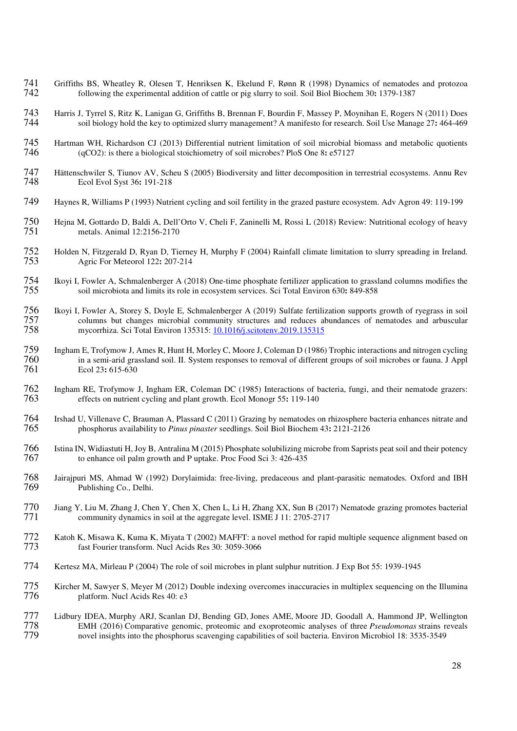Griffiths BS, Wheatley R, Olesen T, Henriksen K, Ekelund F, Rønn R (1998) Dynamics of nematodes and protozoa following the experimental addition of cattle or pig slurry to soil. Soil Biol Biochem 30**:** 1379-1387

Harris J, Tyrrel S, Ritz K, Lanigan G, Griffiths B, Brennan F, Bourdin F, Massey P, Moynihan E, Rogers N (2011) Does soil biology hold the key to optimized slurry management? A manifesto for research. Soil Use Manage 27**:** 464-469

Hartman WH, Richardson CJ (2013) Differential nutrient limitation of soil microbial biomass and metabolic quotients (qCO2): is there a biological stoichiometry of soil microbes? PloS One 8**:** e57127

Hättenschwiler S, Tiunov AV, Scheu S (2005) Biodiversity and litter decomposition in terrestrial ecosystems. Annu Rev Ecol Evol Syst 36**:** 191-218

Haynes R, Williams P (1993) Nutrient cycling and soil fertility in the grazed pasture ecosystem. Adv Agron 49: 119-199

Hejna M, Gottardo D, Baldi A, Dell'Orto V, Cheli F, Zaninelli M, Rossi L (2018) Review: Nutritional ecology of heavy metals. Animal 12:2156-2170

Holden N, Fitzgerald D, Ryan D, Tierney H, Murphy F (2004) Rainfall climate limitation to slurry spreading in Ireland. Agric For Meteorol 122**:** 207-214

Ikoyi I, Fowler A, Schmalenberger A (2018) One-time phosphate fertilizer application to grassland columns modifies the soil microbiota and limits its role in ecosystem services. Sci Total Environ 630**:** 849-858

Ikoyi I, Fowler A, Storey S, Doyle E, Schmalenberger A (2019) Sulfate fertilization supports growth of ryegrass in soil columns but changes microbial community structures and reduces abundances of nematodes and arbuscular mycorrhiza. Sci Total Environ 135315: [10.1016/j.scitotenv.2019.135315](https://doi.org/10.1016/j.scitotenv.2019.135315)

Ingham E, Trofymow J, Ames R, Hunt H, Morley C, Moore J, Coleman D (1986) Trophic interactions and nitrogen cycling in a semi-arid grassland soil. II. System responses to removal of different groups of soil microbes or fauna. J Appl Ecol 23**:** 615-630

Ingham RE, Trofymow J, Ingham ER, Coleman DC (1985) Interactions of bacteria, fungi, and their nematode grazers: effects on nutrient cycling and plant growth. Ecol Monogr 55**:** 119-140

Irshad U, Villenave C, Brauman A, Plassard C (2011) Grazing by nematodes on rhizosphere bacteria enhances nitrate and phosphorus availability to *Pinus pinaster* seedlings. Soil Biol Biochem 43**:** 2121-2126

Istina IN, Widiastuti H, Joy B, Antralina M (2015) Phosphate solubilizing microbe from Saprists peat soil and their potency to enhance oil palm growth and P uptake. Proc Food Sci 3: 426-435

Jairajpuri MS, Ahmad W (1992) Dorylaimida: free-living, predaceous and plant-parasitic nematodes. Oxford and IBH Publishing Co., Delhi.

Jiang Y, Liu M, Zhang J, Chen Y, Chen X, Chen L, Li H, Zhang XX, Sun B (2017) Nematode grazing promotes bacterial community dynamics in soil at the aggregate level. ISME J 11: 2705-2717

Katoh K, Misawa K, Kuma K, Miyata T (2002) MAFFT: a novel method for rapid multiple sequence alignment based on fast Fourier transform. Nucl Acids Res 30: 3059-3066

Kertesz MA, Mirleau P (2004) The role of soil microbes in plant sulphur nutrition. J Exp Bot 55: 1939-1945

Kircher M, Sawyer S, Meyer M (2012) Double indexing overcomes inaccuracies in multiplex sequencing on the Illumina platform. Nucl Acids Res 40: e3

Lidbury IDEA, Murphy ARJ, Scanlan DJ, Bending GD, Jones AME, Moore JD, Goodall A, Hammond JP, Wellington EMH (2016) Comparative genomic, proteomic and exoproteomic analyses of three *Pseudomonas* strains reveals novel insights into the phosphorus scavenging capabilities of soil bacteria. Environ Microbiol 18: 3535-3549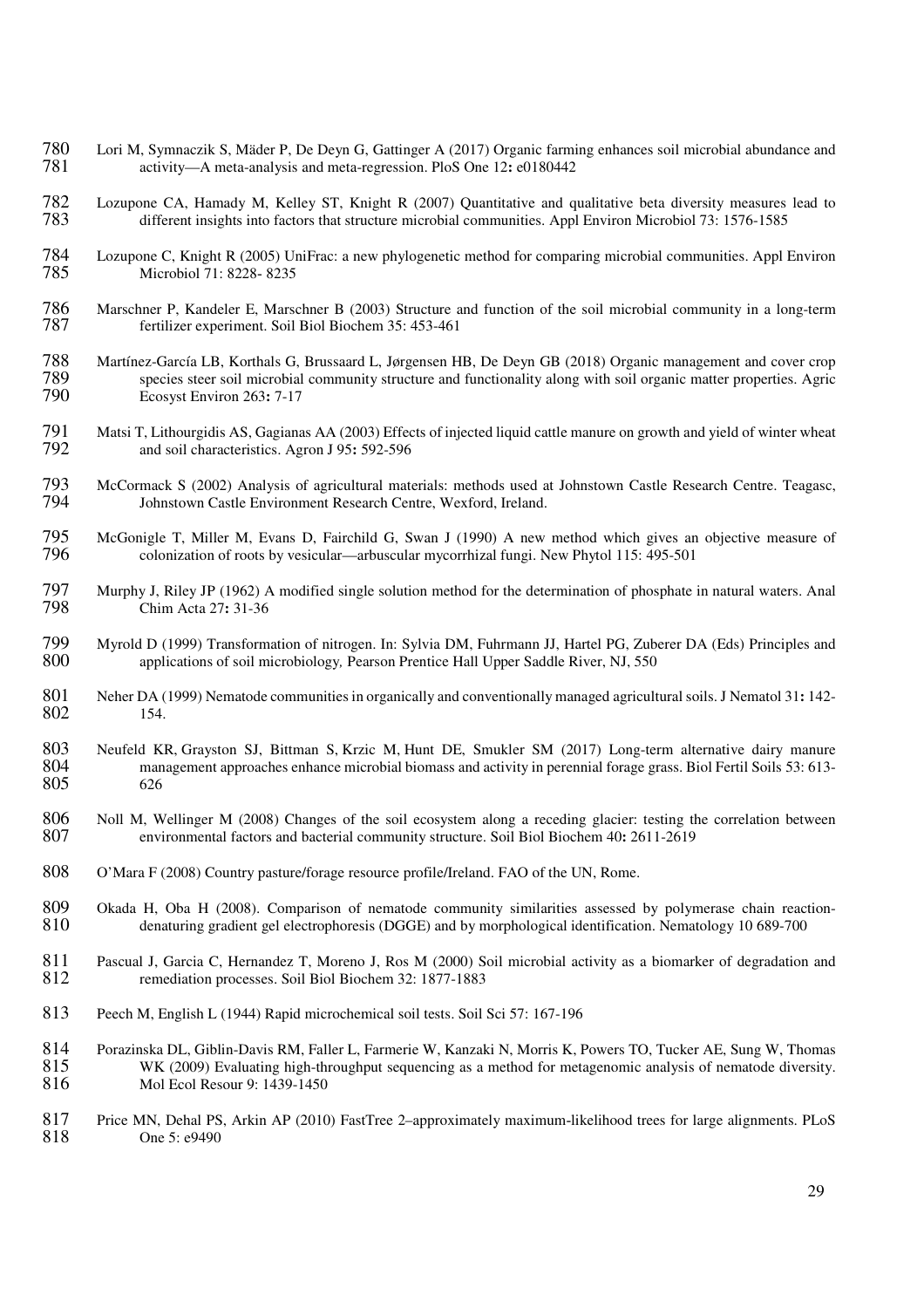Lori M, Symnaczik S, Mäder P, De Deyn G, Gattinger A (2017) Organic farming enhances soil microbial abundance and activity—A meta-analysis and meta-regression. PloS One 12**:** e0180442

Lozupone CA, Hamady M, Kelley ST, Knight R (2007) Quantitative and qualitative beta diversity measures lead to different insights into factors that structure microbial communities. Appl Environ Microbiol 73: 1576-1585

Lozupone C, Knight R (2005) UniFrac: a new phylogenetic method for comparing microbial communities. Appl Environ Microbiol 71: 8228- 8235

Marschner P, Kandeler E, Marschner B (2003) Structure and function of the soil microbial community in a long-term fertilizer experiment. Soil Biol Biochem 35: 453-461

Martínez-García LB, Korthals G, Brussaard L, Jørgensen HB, De Deyn GB (2018) Organic management and cover crop species steer soil microbial community structure and functionality along with soil organic matter properties. Agric Ecosyst Environ 263**:** 7-17

Matsi T, Lithourgidis AS, Gagianas AA (2003) Effects of injected liquid cattle manure on growth and yield of winter wheat and soil characteristics. Agron J 95**:** 592-596

McCormack S (2002) Analysis of agricultural materials: methods used at Johnstown Castle Research Centre. Teagasc, Johnstown Castle Environment Research Centre, Wexford, Ireland.

McGonigle T, Miller M, Evans D, Fairchild G, Swan J (1990) A new method which gives an objective measure of colonization of roots by vesicular—arbuscular mycorrhizal fungi. New Phytol 115: 495-501

Murphy J, Riley JP (1962) A modified single solution method for the determination of phosphate in natural waters. Anal Chim Acta 27**:** 31-36

Myrold D (1999) Transformation of nitrogen. In: Sylvia DM, Fuhrmann JJ, Hartel PG, Zuberer DA (Eds) Principles and applications of soil microbiology*,* Pearson Prentice Hall Upper Saddle River, NJ, 550

Neher DA (1999) Nematode communities in organically and conventionally managed agricultural soils. J Nematol 31**:** 142-154.

Neufeld KR, Grayston SJ, Bittman S, Krzic M, Hunt DE, Smukler SM (2017) Long-term alternative dairy manure management approaches enhance microbial biomass and activity in perennial forage grass. Biol Fertil Soils 53: 613-626

Noll M, Wellinger M (2008) Changes of the soil ecosystem along a receding glacier: testing the correlation between environmental factors and bacterial community structure. Soil Biol Biochem 40**:** 2611-2619

O'Mara F (2008) Country pasture/forage resource profile/Ireland. FAO of the UN, Rome.

Okada H, Oba H (2008). Comparison of nematode community similarities assessed by polymerase chain reaction-denaturing gradient gel electrophoresis (DGGE) and by morphological identification. Nematology 10 689-700

Pascual J, Garcia C, Hernandez T, Moreno J, Ros M (2000) Soil microbial activity as a biomarker of degradation and remediation processes. Soil Biol Biochem 32: 1877-1883

Peech M, English L (1944) Rapid microchemical soil tests. Soil Sci 57: 167-196

Porazinska DL, Giblin-Davis RM, Faller L, Farmerie W, Kanzaki N, Morris K, Powers TO, Tucker AE, Sung W, Thomas WK (2009) Evaluating high-throughput sequencing as a method for metagenomic analysis of nematode diversity. Mol Ecol Resour 9: 1439-1450

Price MN, Dehal PS, Arkin AP (2010) FastTree 2–approximately maximum-likelihood trees for large alignments. PLoS One 5: e9490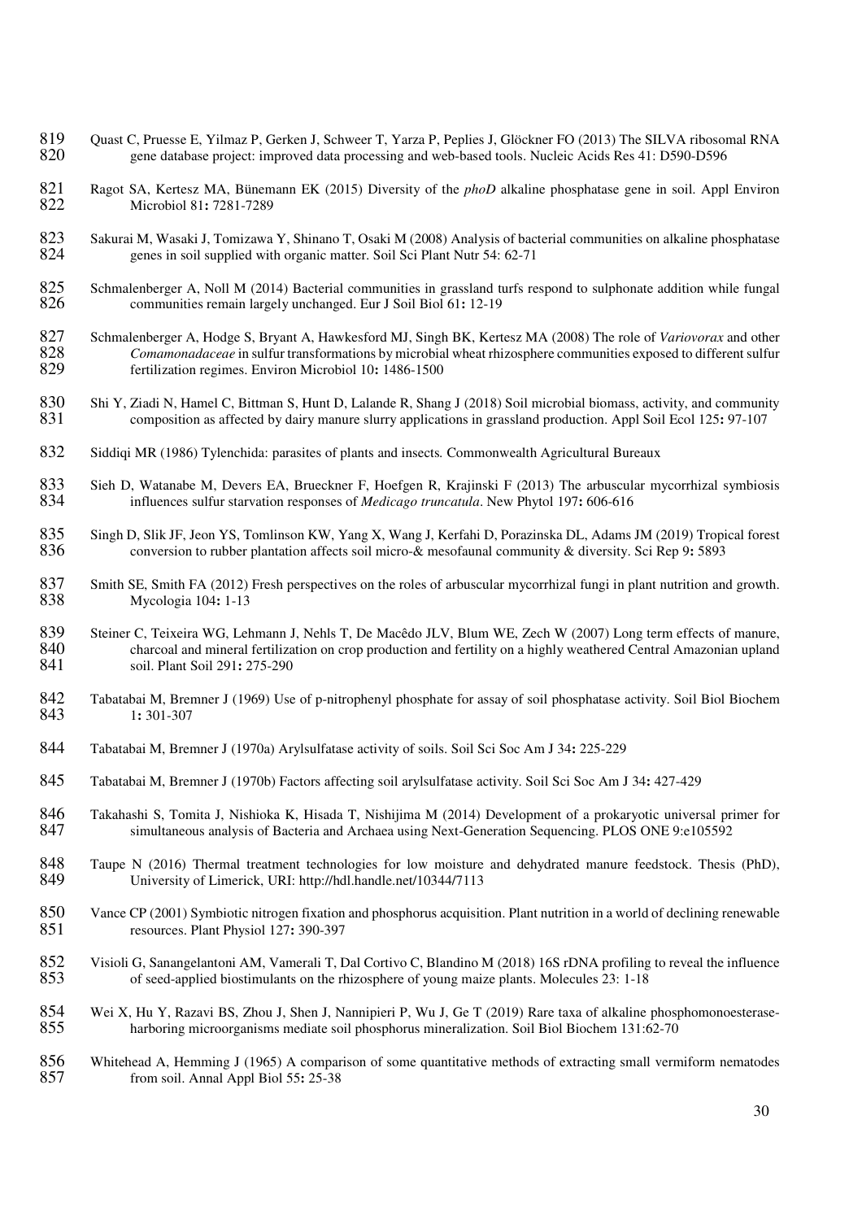Quast C, Pruesse E, Yilmaz P, Gerken J, Schweer T, Yarza P, Peplies J, Glöckner FO (2013) The SILVA ribosomal RNA gene database project: improved data processing and web-based tools. Nucleic Acids Res 41: D590-D596

Ragot SA, Kertesz MA, Bünemann EK (2015) Diversity of the *phoD* alkaline phosphatase gene in soil. Appl Environ Microbiol 81**:** 7281-7289

Sakurai M, Wasaki J, Tomizawa Y, Shinano T, Osaki M (2008) Analysis of bacterial communities on alkaline phosphatase genes in soil supplied with organic matter. Soil Sci Plant Nutr 54: 62-71

Schmalenberger A, Noll M (2014) Bacterial communities in grassland turfs respond to sulphonate addition while fungal communities remain largely unchanged. Eur J Soil Biol 61**:** 12-19

Schmalenberger A, Hodge S, Bryant A, Hawkesford MJ, Singh BK, Kertesz MA (2008) The role of *Variovorax* and other *Comamonadaceae* in sulfur transformations by microbial wheat rhizosphere communities exposed to different sulfur fertilization regimes. Environ Microbiol 10**:** 1486-1500

Shi Y, Ziadi N, Hamel C, Bittman S, Hunt D, Lalande R, Shang J (2018) Soil microbial biomass, activity, and community composition as affected by dairy manure slurry applications in grassland production. Appl Soil Ecol 125**:** 97-107

Siddiqi MR (1986) Tylenchida: parasites of plants and insects*.* Commonwealth Agricultural Bureaux

Sieh D, Watanabe M, Devers EA, Brueckner F, Hoefgen R, Krajinski F (2013) The arbuscular mycorrhizal symbiosis influences sulfur starvation responses of *Medicago truncatula*. New Phytol 197**:** 606-616

Singh D, Slik JF, Jeon YS, Tomlinson KW, Yang X, Wang J, Kerfahi D, Porazinska DL, Adams JM (2019) Tropical forest conversion to rubber plantation affects soil micro-& mesofaunal community & diversity. Sci Rep 9**:** 5893

Smith SE, Smith FA (2012) Fresh perspectives on the roles of arbuscular mycorrhizal fungi in plant nutrition and growth. Mycologia 104**:** 1-13

Steiner C, Teixeira WG, Lehmann J, Nehls T, De Macêdo JLV, Blum WE, Zech W (2007) Long term effects of manure, charcoal and mineral fertilization on crop production and fertility on a highly weathered Central Amazonian upland soil. Plant Soil 291**:** 275-290

Tabatabai M, Bremner J (1969) Use of p-nitrophenyl phosphate for assay of soil phosphatase activity. Soil Biol Biochem 1**:** 301-307

Tabatabai M, Bremner J (1970a) Arylsulfatase activity of soils. Soil Sci Soc Am J 34**:** 225-229

Tabatabai M, Bremner J (1970b) Factors affecting soil arylsulfatase activity. Soil Sci Soc Am J 34**:** 427-429

Takahashi S, Tomita J, Nishioka K, Hisada T, Nishijima M (2014) Development of a prokaryotic universal primer for simultaneous analysis of Bacteria and Archaea using Next-Generation Sequencing. PLOS ONE 9:e105592

Taupe N (2016) Thermal treatment technologies for low moisture and dehydrated manure feedstock. Thesis (PhD), University of Limerick, URI: http://hdl.handle.net/10344/7113

Vance CP (2001) Symbiotic nitrogen fixation and phosphorus acquisition. Plant nutrition in a world of declining renewable resources. Plant Physiol 127**:** 390-397

Visioli G, Sanangelantoni AM, Vamerali T, Dal Cortivo C, Blandino M (2018) 16S rDNA profiling to reveal the influence of seed-applied biostimulants on the rhizosphere of young maize plants. Molecules 23: 1-18

Wei X, Hu Y, Razavi BS, Zhou J, Shen J, Nannipieri P, Wu J, Ge T (2019) Rare taxa of alkaline phosphomonoesterase-harboring microorganisms mediate soil phosphorus mineralization. Soil Biol Biochem 131:62-70

Whitehead A, Hemming J (1965) A comparison of some quantitative methods of extracting small vermiform nematodes from soil. Annal Appl Biol 55**:** 25-38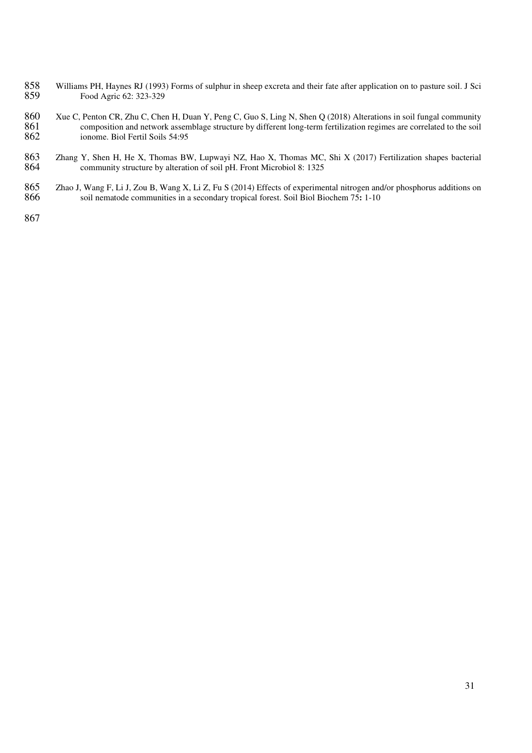Williams PH, Haynes RJ (1993) Forms of sulphur in sheep excreta and their fate after application on to pasture soil. J Sci Food Agric 62: 323-329

Xue C, Penton CR, Zhu C, Chen H, Duan Y, Peng C, Guo S, Ling N, Shen Q (2018) Alterations in soil fungal community composition and network assemblage structure by different long-term fertilization regimes are correlated to the soil ionome. Biol Fertil Soils 54:95

Zhang Y, Shen H, He X, Thomas BW, Lupwayi NZ, Hao X, Thomas MC, Shi X (2017) Fertilization shapes bacterial community structure by alteration of soil pH. Front Microbiol 8: 1325

Zhao J, Wang F, Li J, Zou B, Wang X, Li Z, Fu S (2014) Effects of experimental nitrogen and/or phosphorus additions on soil nematode communities in a secondary tropical forest. Soil Biol Biochem 75**:** 1-10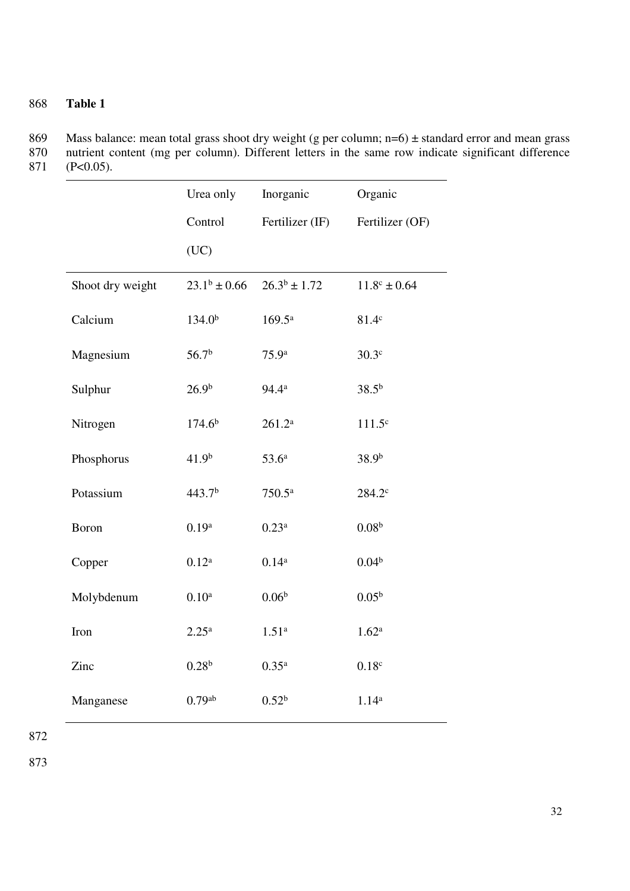**Table 1**

Mass balance: mean total grass shoot dry weight (g per column; n=6) ± standard error and mean grass nutrient content (mg per column). Different letters in the same row indicate significant difference (P<0.05).

| | Urea only Control (UC) | Inorganic Fertilizer (IF) | Organic Fertilizer (OF) |
|---|---|---|---|
| Shoot dry weight | $23.1^{b} \pm 0.66$ | $26.3^{b} \pm 1.72$ | $11.8^{c} \pm 0.64$ |
| Calcium | $134.0^{b}$ | $169.5^{a}$ | $81.4^{c}$ |
| Magnesium | $56.7^{b}$ | $75.9^{a}$ | $30.3^{c}$ |
| Sulphur | $26.9^{b}$ | $94.4^{a}$ | $38.5^{b}$ |
| Nitrogen | $174.6^{b}$ | $261.2^{a}$ | $111.5^{c}$ |
| Phosphorus | $41.9^{b}$ | $53.6^{a}$ | $38.9^{b}$ |
| Potassium | $443.7^{b}$ | $750.5^{a}$ | $284.2^{c}$ |
| Boron | $0.19^{a}$ | $0.23^{a}$ | $0.08^{b}$ |
| Copper | $0.12^{a}$ | $0.14^{a}$ | $0.04^{b}$ |
| Molybdenum | $0.10^{a}$ | $0.06^{b}$ | $0.05^{b}$ |
| Iron | $2.25^{a}$ | $1.51^{a}$ | $1.62^{a}$ |
| Zinc | $0.28^{b}$ | $0.35^{a}$ | $0.18^{c}$ |
| Manganese | $0.79^{ab}$ | $0.52^{b}$ | $1.14^{a}$ |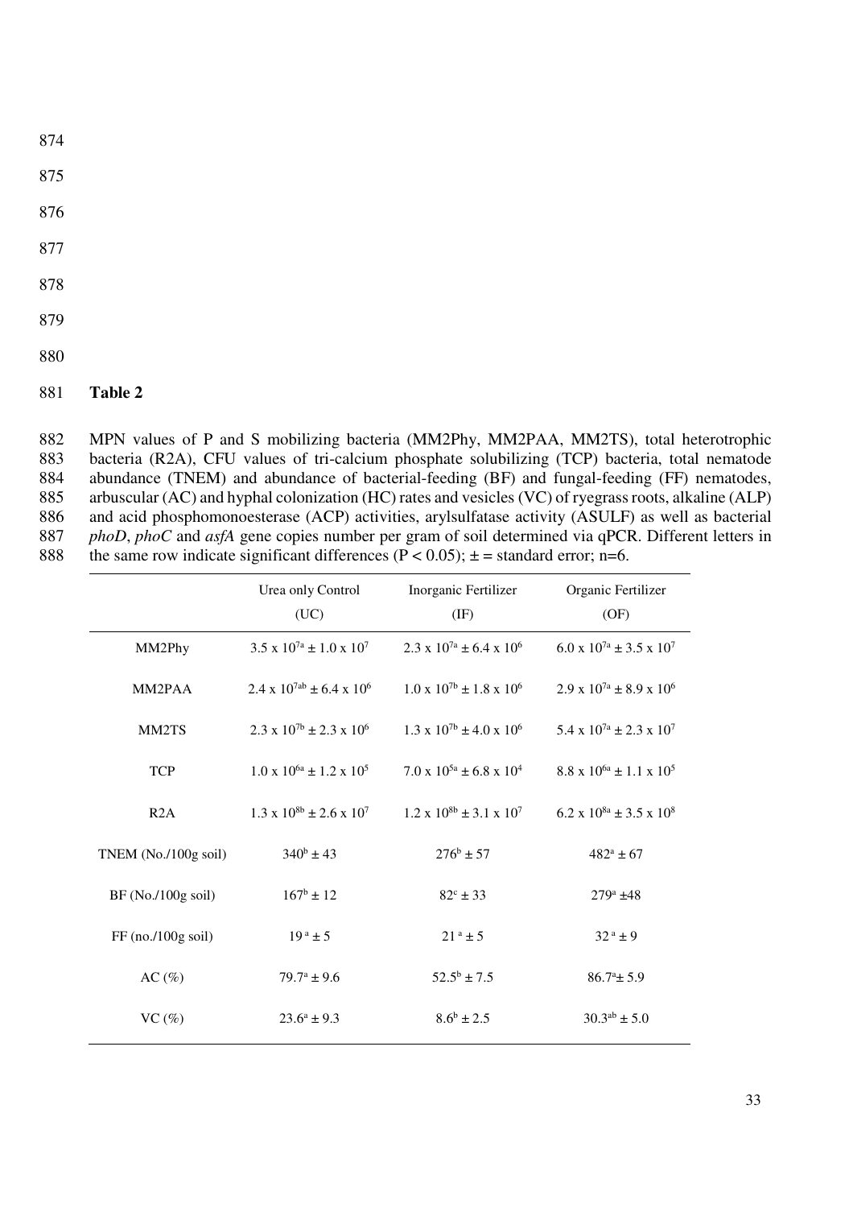**Table 2**

MPN values of P and S mobilizing bacteria (MM2Phy, MM2PAA, MM2TS), total heterotrophic bacteria (R2A), CFU values of tri-calcium phosphate solubilizing (TCP) bacteria, total nematode abundance (TNEM) and abundance of bacterial-feeding (BF) and fungal-feeding (FF) nematodes, arbuscular (AC) and hyphal colonization (HC) rates and vesicles (VC) of ryegrass roots, alkaline (ALP) and acid phosphomonoesterase (ACP) activities, arylsulfatase activity (ASULF) as well as bacterial *phoD*, *phoC* and *asfA* gene copies number per gram of soil determined via qPCR. Different letters in the same row indicate significant differences ($P < 0.05$); ± = standard error; n=6.

| | Urea only Control (UC) | Inorganic Fertilizer (IF) | Organic Fertilizer (OF) |
|---|---|---|---|
| MM2Phy | $3.5 \times 10^{7a} \pm 1.0 \times 10^{7}$ | $2.3 \times 10^{7a} \pm 6.4 \times 10^{6}$ | $6.0 \times 10^{7a} \pm 3.5 \times 10^{7}$ |
| MM2PAA | $2.4 \times 10^{7ab} \pm 6.4 \times 10^{6}$ | $1.0 \times 10^{7b} \pm 1.8 \times 10^{6}$ | $2.9 \times 10^{7a} \pm 8.9 \times 10^{6}$ |
| MM2TS | $2.3 \times 10^{7b} \pm 2.3 \times 10^{6}$ | $1.3 \times 10^{7b} \pm 4.0 \times 10^{6}$ | $5.4 \times 10^{7a} \pm 2.3 \times 10^{7}$ |
| TCP | $1.0 \times 10^{6a} \pm 1.2 \times 10^{5}$ | $7.0 \times 10^{5a} \pm 6.8 \times 10^{4}$ | $8.8 \times 10^{6a} \pm 1.1 \times 10^{5}$ |
| R2A | $1.3 \times 10^{8b} \pm 2.6 \times 10^{7}$ | $1.2 \times 10^{8b} \pm 3.1 \times 10^{7}$ | $6.2 \times 10^{8a} \pm 3.5 \times 10^{8}$ |
| TNEM (No./100g soil) | $340^{b} \pm 43$ | $276^{b} \pm 57$ | $482^{a} \pm 67$ |
| BF (No./100g soil) | $167^{b} \pm 12$ | $82^{c} \pm 33$ | $279^{a} \pm 48$ |
| FF (no./100g soil) | $19^{a} \pm 5$ | $21^{a} \pm 5$ | $32^{a} \pm 9$ |
| AC (%) | $79.7^{a} \pm 9.6$ | $52.5^{b} \pm 7.5$ | $86.7^{a} \pm 5.9$ |
| VC (%) | $23.6^{a} \pm 9.3$ | $8.6^{b} \pm 2.5$ | $30.3^{ab} \pm 5.0$ |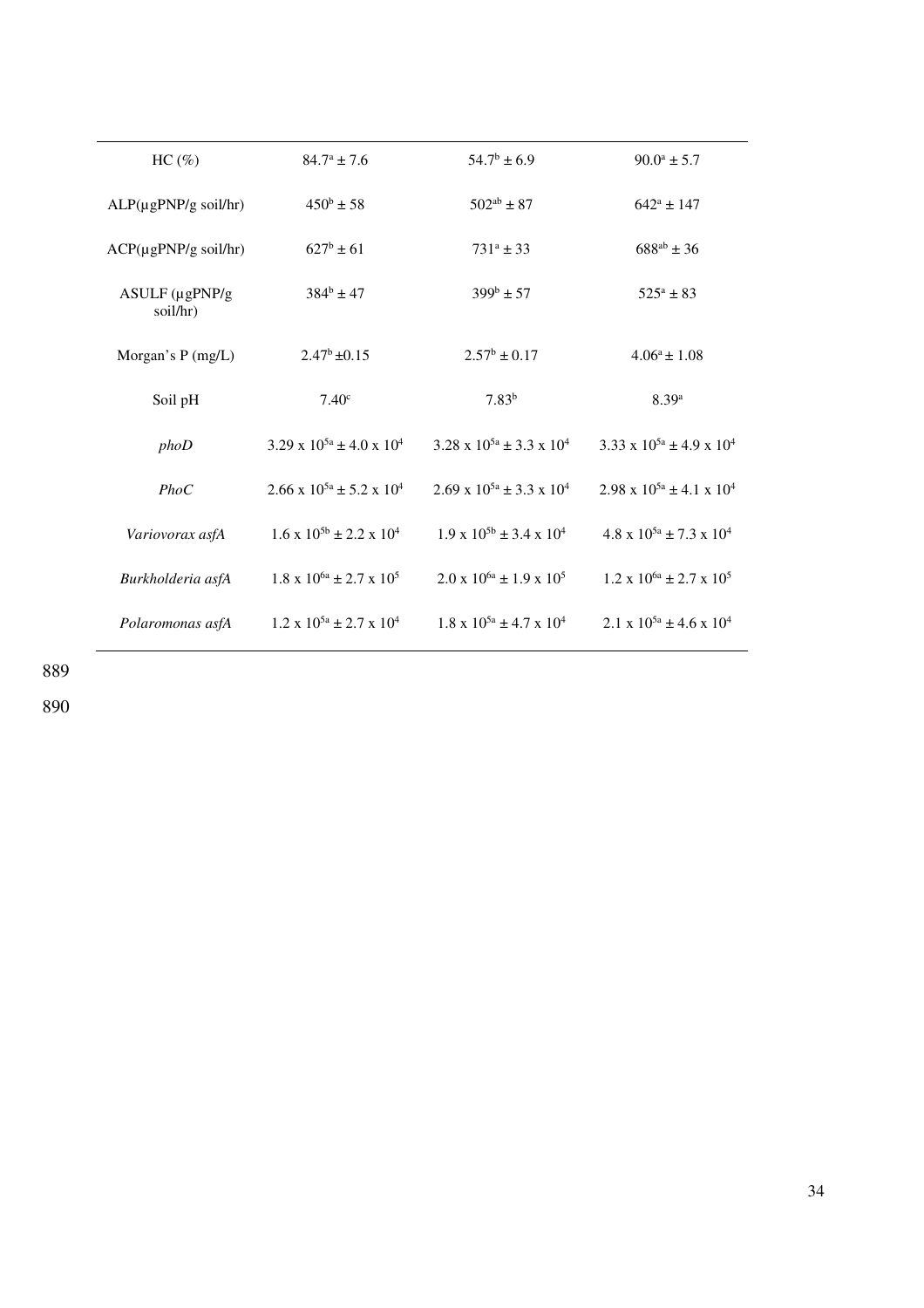| | | | |
|---|---|---|---|
| HC (%) | $84.7^{a} \pm 7.6$ | $54.7^{b} \pm 6.9$ | $90.0^{a} \pm 5.7$ |
| ALP(µgPNP/g soil/hr) | $450^{b} \pm 58$ | $502^{ab} \pm 87$ | $642^{a} \pm 147$ |
| ACP(µgPNP/g soil/hr) | $627^{b} \pm 61$ | $731^{a} \pm 33$ | $688^{ab} \pm 36$ |
| ASULF (µgPNP/g soil/hr) | $384^{b} \pm 47$ | $399^{b} \pm 57$ | $525^{a} \pm 83$ |
| Morgan's P (mg/L) | $2.47^{b} \pm 0.15$ | $2.57^{b} \pm 0.17$ | $4.06^{a} \pm 1.08$ |
| Soil pH | $7.40^{c}$ | $7.83^{b}$ | $8.39^{a}$ |
| *phoD* | $3.29 \times 10^{5a} \pm 4.0 \times 10^{4}$ | $3.28 \times 10^{5a} \pm 3.3 \times 10^{4}$ | $3.33 \times 10^{5a} \pm 4.9 \times 10^{4}$ |
| *PhoC* | $2.66 \times 10^{5a} \pm 5.2 \times 10^{4}$ | $2.69 \times 10^{5a} \pm 3.3 \times 10^{4}$ | $2.98 \times 10^{5a} \pm 4.1 \times 10^{4}$ |
| *Variovorax asfA* | $1.6 \times 10^{5b} \pm 2.2 \times 10^{4}$ | $1.9 \times 10^{5b} \pm 3.4 \times 10^{4}$ | $4.8 \times 10^{5a} \pm 7.3 \times 10^{4}$ |
| *Burkholderia asfA* | $1.8 \times 10^{6a} \pm 2.7 \times 10^{5}$ | $2.0 \times 10^{6a} \pm 1.9 \times 10^{5}$ | $1.2 \times 10^{6a} \pm 2.7 \times 10^{5}$ |
| *Polaromonas asfA* | $1.2 \times 10^{5a} \pm 2.7 \times 10^{4}$ | $1.8 \times 10^{5a} \pm 4.7 \times 10^{4}$ | $2.1 \times 10^{5a} \pm 4.6 \times 10^{4}$ |

889

890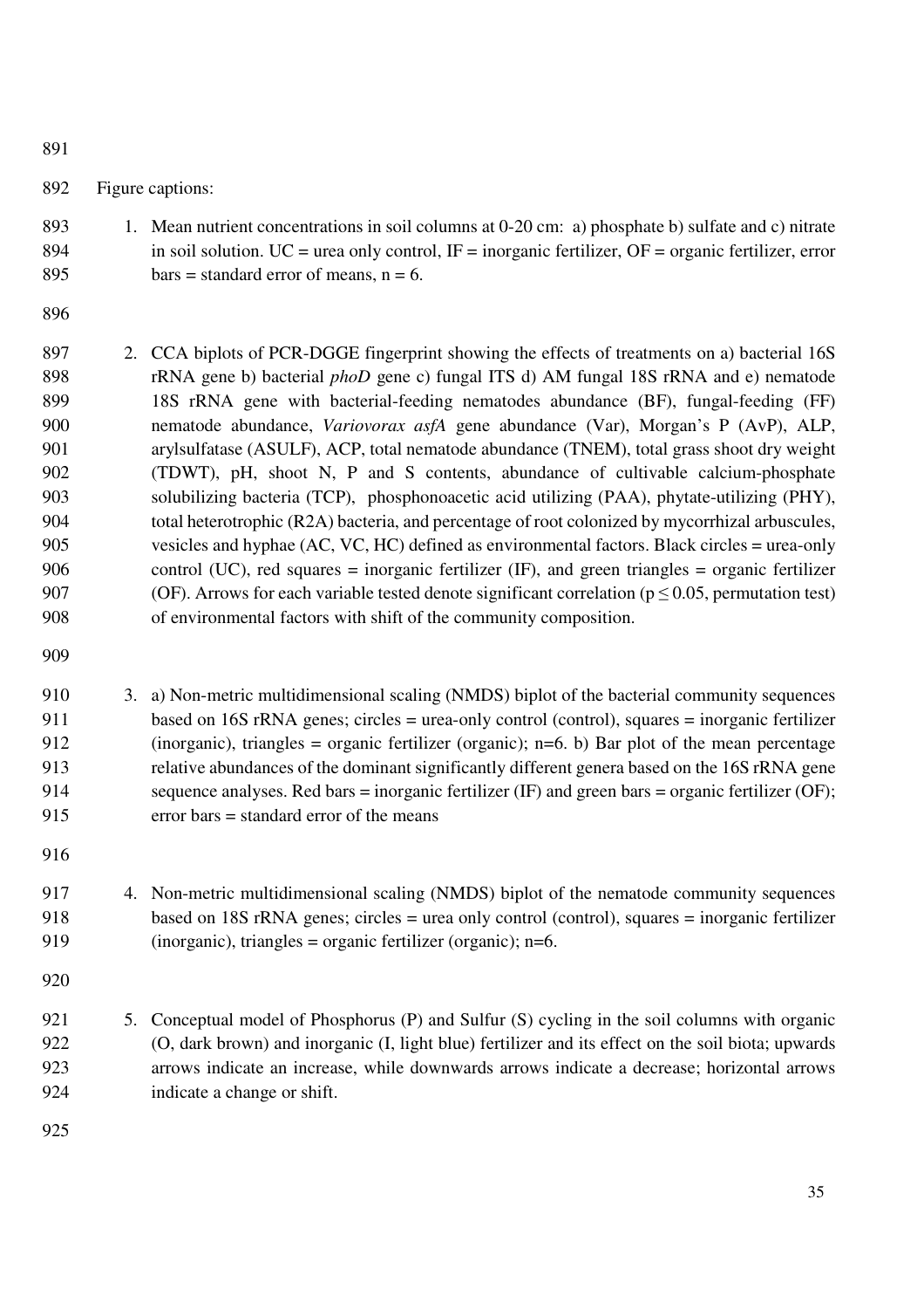Figure captions:

1. Mean nutrient concentrations in soil columns at 0-20 cm: a) phosphate b) sulfate and c) nitrate in soil solution. UC = urea only control, IF = inorganic fertilizer, OF = organic fertilizer, error bars = standard error of means, n = 6.

2. CCA biplots of PCR-DGGE fingerprint showing the effects of treatments on a) bacterial 16S rRNA gene b) bacterial *phoD* gene c) fungal ITS d) AM fungal 18S rRNA and e) nematode 18S rRNA gene with bacterial-feeding nematodes abundance (BF), fungal-feeding (FF) nematode abundance, *Variovorax asfA* gene abundance (Var), Morgan's P (AvP), ALP, arylsulfatase (ASULF), ACP, total nematode abundance (TNEM), total grass shoot dry weight (TDWT), pH, shoot N, P and S contents, abundance of cultivable calcium-phosphate solubilizing bacteria (TCP), phosphonoacetic acid utilizing (PAA), phytate-utilizing (PHY), total heterotrophic (R2A) bacteria, and percentage of root colonized by mycorrhizal arbuscules, vesicles and hyphae (AC, VC, HC) defined as environmental factors. Black circles = urea-only control (UC), red squares = inorganic fertilizer (IF), and green triangles = organic fertilizer (OF). Arrows for each variable tested denote significant correlation ($p \leq 0.05$, permutation test) of environmental factors with shift of the community composition.

3. a) Non-metric multidimensional scaling (NMDS) biplot of the bacterial community sequences based on 16S rRNA genes; circles = urea-only control (control), squares = inorganic fertilizer (inorganic), triangles = organic fertilizer (organic); n=6. b) Bar plot of the mean percentage relative abundances of the dominant significantly different genera based on the 16S rRNA gene sequence analyses. Red bars = inorganic fertilizer (IF) and green bars = organic fertilizer (OF); error bars = standard error of the means

4. Non-metric multidimensional scaling (NMDS) biplot of the nematode community sequences based on 18S rRNA genes; circles = urea only control (control), squares = inorganic fertilizer (inorganic), triangles = organic fertilizer (organic); n=6.

5. Conceptual model of Phosphorus (P) and Sulfur (S) cycling in the soil columns with organic (O, dark brown) and inorganic (I, light blue) fertilizer and its effect on the soil biota; upwards arrows indicate an increase, while downwards arrows indicate a decrease; horizontal arrows indicate a change or shift.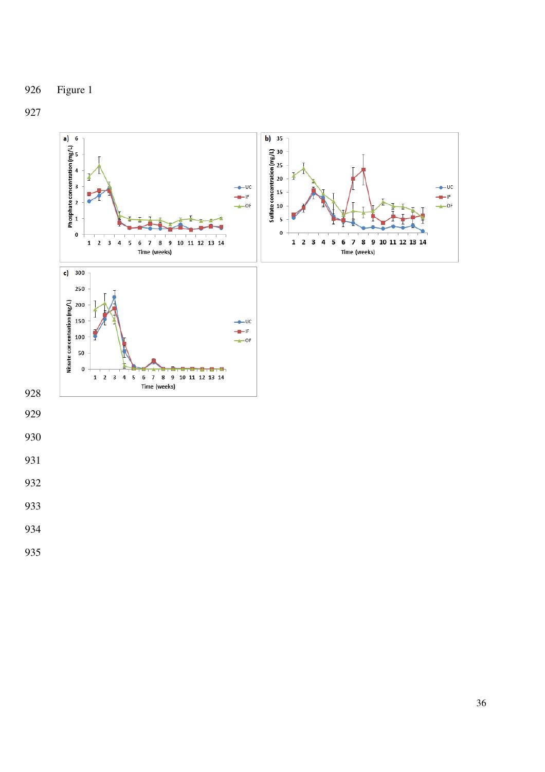Figure 1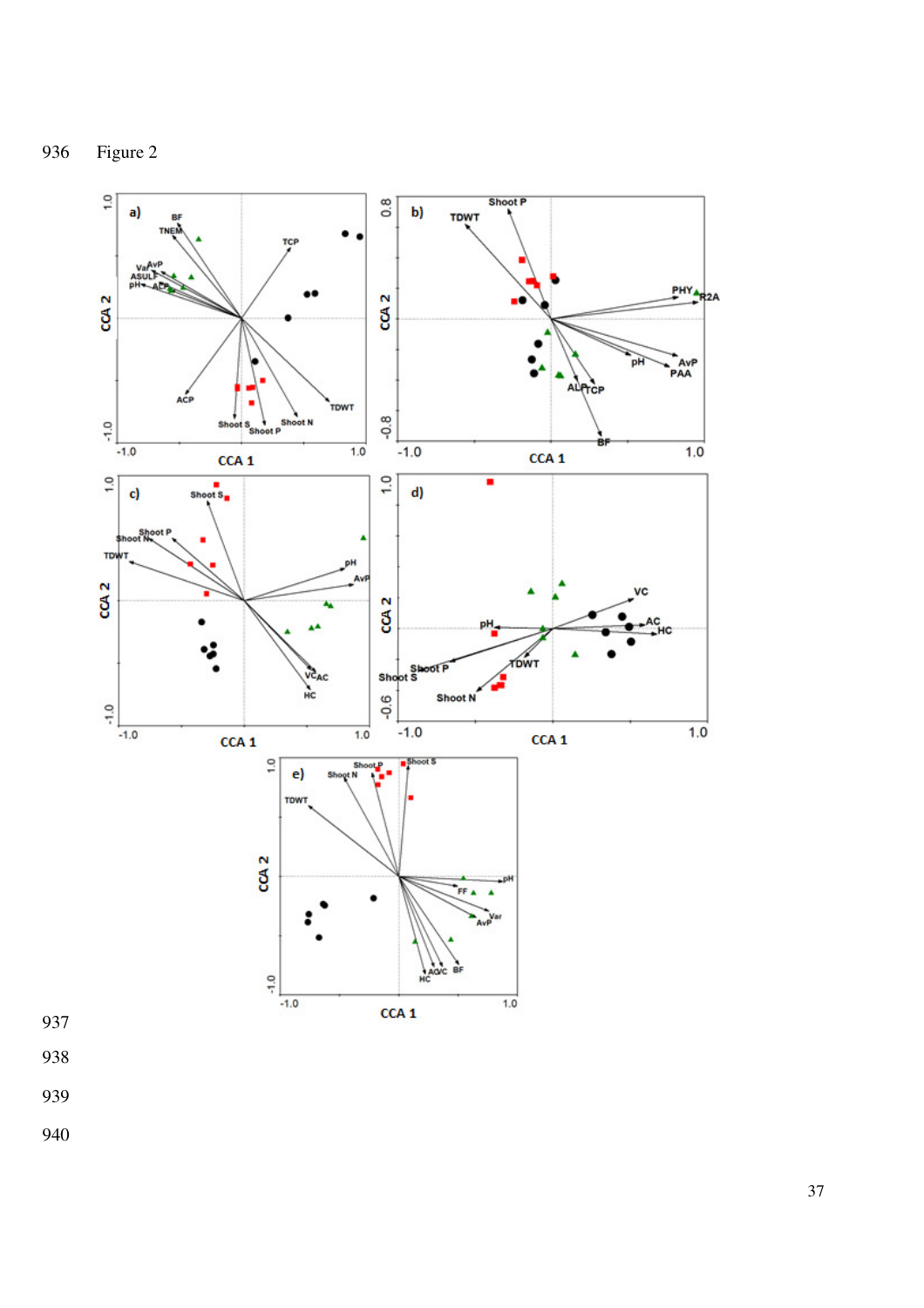Figure 2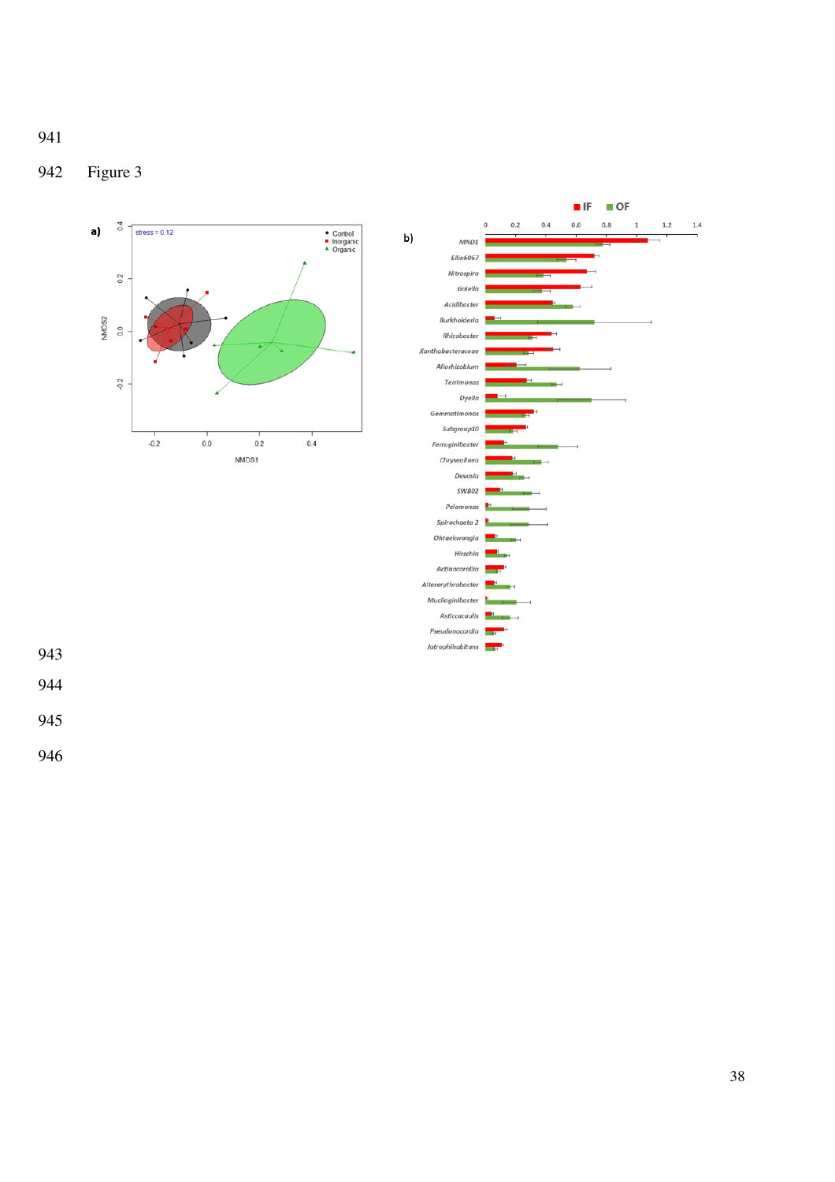Figure 3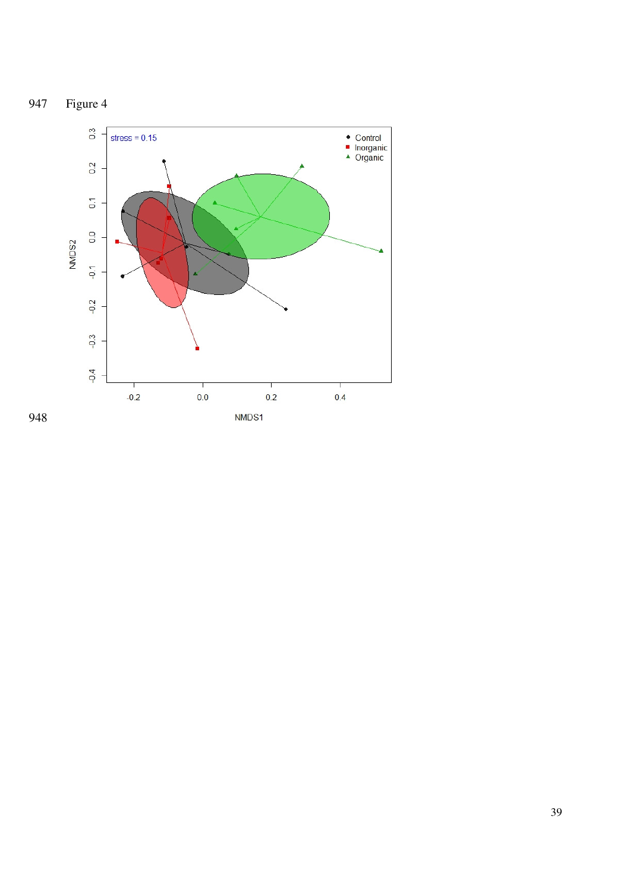947 Figure 4

948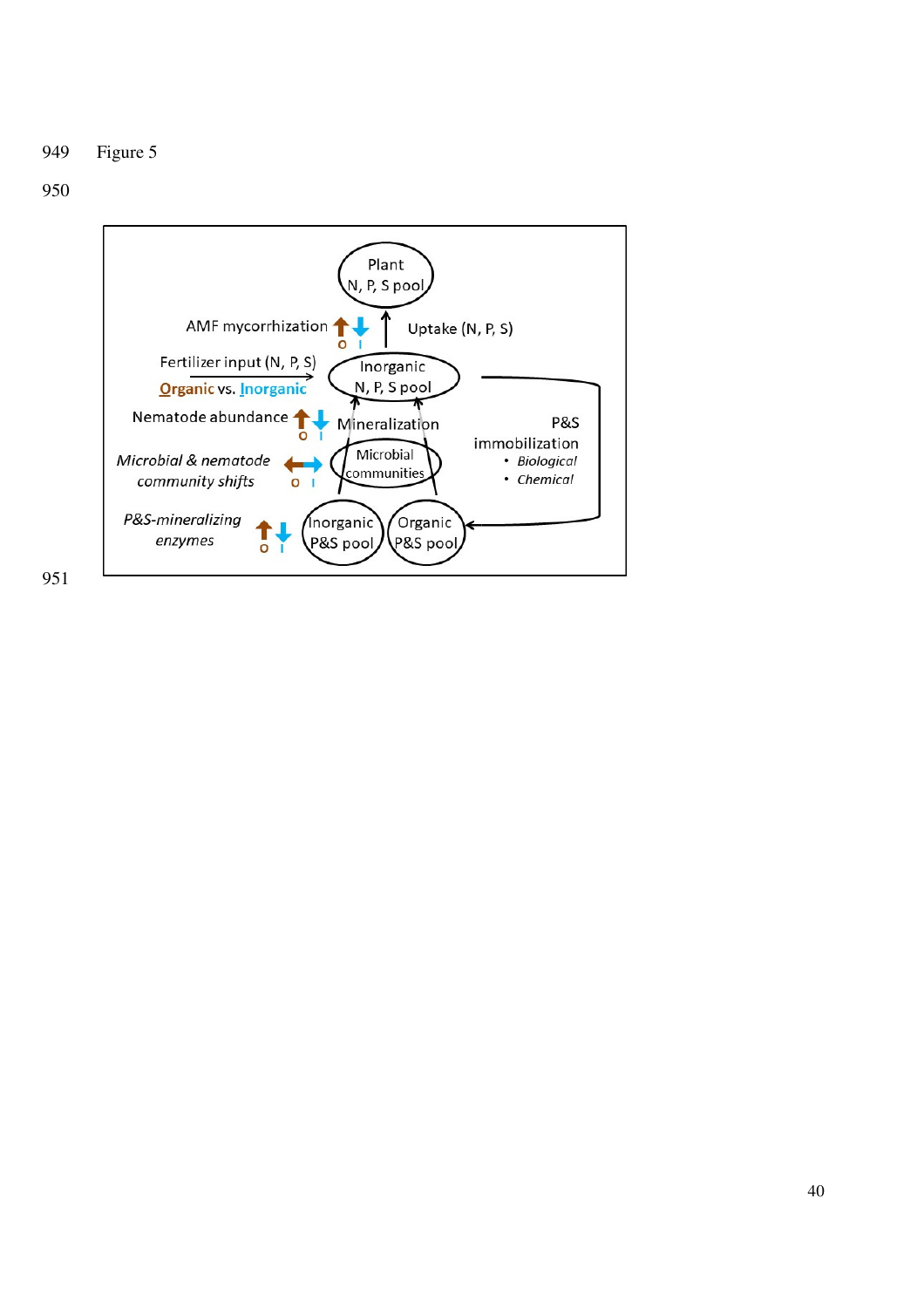Figure 5

Plant
N, P, S pool

AMF mycorrhization
O I

Uptake (N, P, S)

Fertilizer input (N, P, S)
Organic vs. Inorganic

Inorganic
N, P, S pool

Nematode abundance
O I

Mineralization

P&S
immobilization
- *Biological*
- *Chemical*

*Microbial & nematode*
*community shifts*
O I

Microbial
communities

*P&S-mineralizing*
*enzymes*
O I

Inorganic
P&S pool

Organic
P&S pool